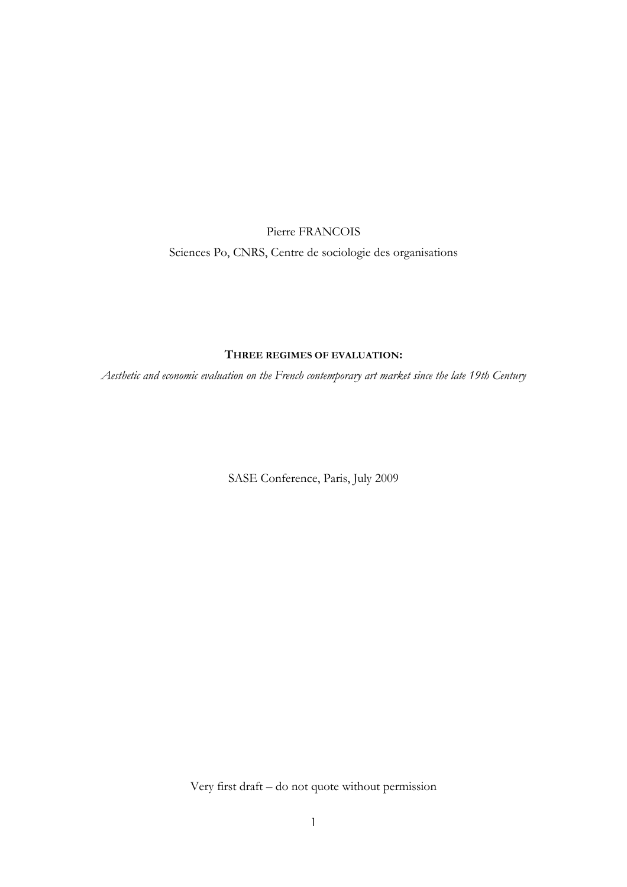Pierre FRANCOIS

Sciences Po, CNRS, Centre de sociologie des organisations

# **THREE REGIMES OF EVALUATION:**

*Aesthetic and economic evaluation on the French contemporary art market since the late 19th Century*

SASE Conference, Paris, July 2009

Very first draft – do not quote without permission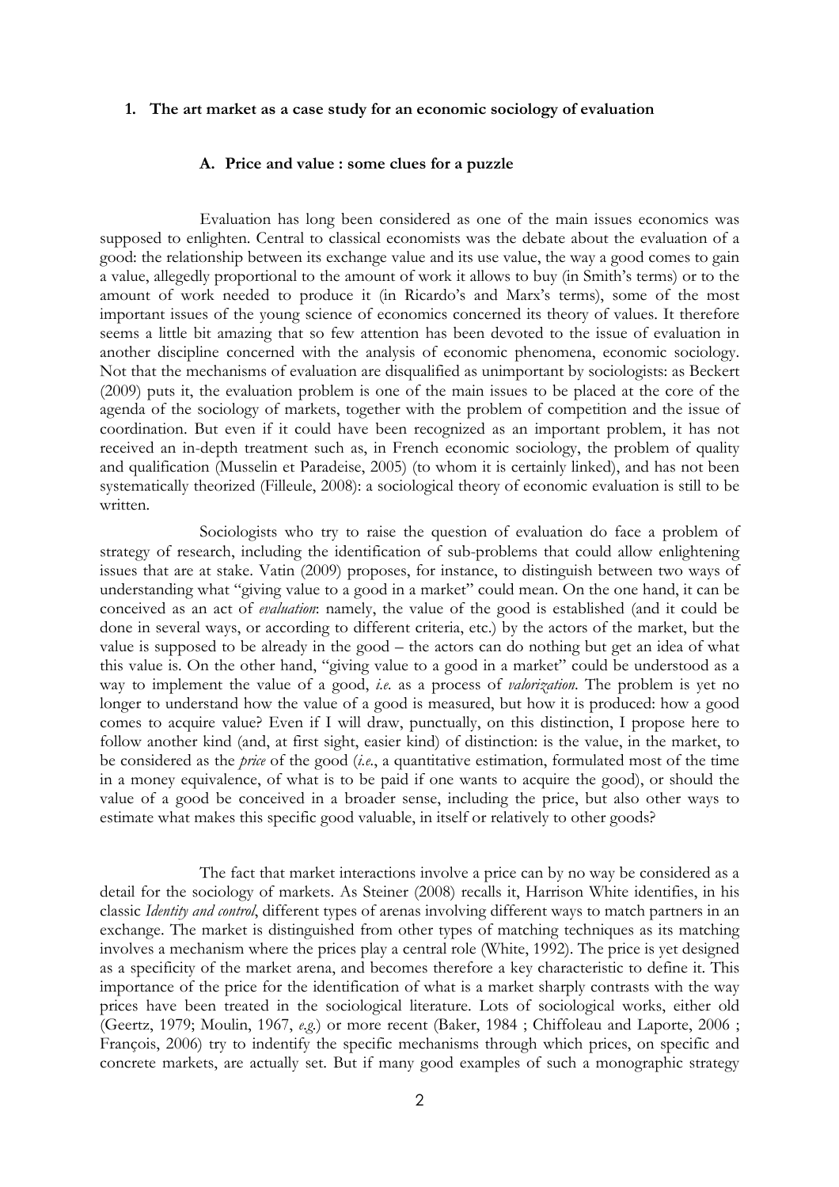## 1. The art market as a case study for an economic sociology of evaluation

### A. Price and value : some clues for a puzzle

Evaluation has long been considered as one of the main issues economics was supposed to enlighten. Central to classical economists was the debate about the evaluation of a good: the relationship between its exchange value and its use value, the way a good comes to gain a value, allegedly proportional to the amount of work it allows to buy (in Smith's terms) or to the amount of work needed to produce it (in Ricardo's and Marx's terms), some of the most important issues of the young science of economics concerned its theory of values. It therefore seems a little bit amazing that so few attention has been devoted to the issue of evaluation in another discipline concerned with the analysis of economic phenomena, economic sociology. Not that the mechanisms of evaluation are disqualified as unimportant by sociologists: as Beckert (2009) puts it, the evaluation problem is one of the main issues to be placed at the core of the agenda of the sociology of markets, together with the problem of competition and the issue of coordination. But even if it could have been recognized as an important problem, it has not received an in-depth treatment such as, in French economic sociology, the problem of quality and qualification (Musselin et Paradeise, 2005) (to whom it is certainly linked), and has not been systematically theorized (Filleule, 2008): a sociological theory of economic evaluation is still to be written.

Sociologists who try to raise the question of evaluation do face a problem of strategy of research, including the identification of sub-problems that could allow enlightening issues that are at stake. Vatin (2009) proposes, for instance, to distinguish between two ways of understanding what "giving value to a good in a market" could mean. On the one hand, it can be conceived as an act of *evaluation*: namely, the value of the good is established (and it could be done in several ways, or according to different criteria, etc.) by the actors of the market, but the value is supposed to be already in the good – the actors can do nothing but get an idea of what this value is. On the other hand, "giving value to a good in a market" could be understood as a way to implement the value of a good, *i.e.* as a process of *valorization*. The problem is yet no longer to understand how the value of a good is measured, but how it is produced: how a good comes to acquire value? Even if I will draw, punctually, on this distinction, I propose here to follow another kind (and, at first sight, easier kind) of distinction: is the value, in the market, to be considered as the *price* of the good (*i.e.*, a quantitative estimation, formulated most of the time in a money equivalence, of what is to be paid if one wants to acquire the good), or should the value of a good be conceived in a broader sense, including the price, but also other ways to estimate what makes this specific good valuable, in itself or relatively to other goods?

The fact that market interactions involve a price can by no way be considered as a detail for the sociology of markets. As Steiner (2008) recalls it, Harrison White identifies, in his classic *Identity and control*, different types of arenas involving different ways to match partners in an exchange. The market is distinguished from other types of matching techniques as its matching involves a mechanism where the prices play a central role (White, 1992). The price is yet designed as a specificity of the market arena, and becomes therefore a key characteristic to define it. This importance of the price for the identification of what is a market sharply contrasts with the way prices have been treated in the sociological literature. Lots of sociological works, either old (Geertz, 1979; Moulin, 1967, *e.g.*) or more recent (Baker, 1984 ; Chiffoleau and Laporte, 2006 ; François, 2006) try to indentify the specific mechanisms through which prices, on specific and concrete markets, are actually set. But if many good examples of such a monographic strategy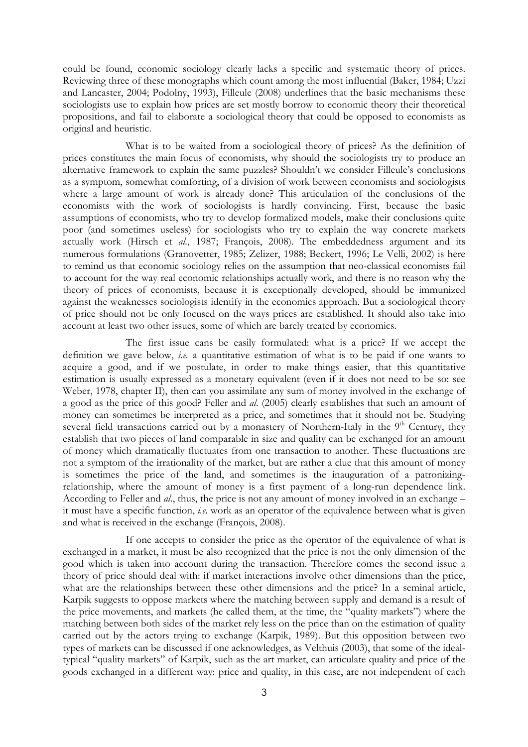could be found, economic sociology clearly lacks a specific and systematic theory of prices. Reviewing three of these monographs which count among the most influential (Baker, 1984; Uzzi and Lancaster, 2004; Podolny, 1993), Filleule (2008) underlines that the basic mechanisms these sociologists use to explain how prices are set mostly borrow to economic theory their theoretical propositions, and fail to elaborate a sociological theory that could be opposed to economists as original and heuristic.

What is to be waited from a sociological theory of prices? As the definition of prices constitutes the main focus of economists, why should the sociologists try to produce an alternative framework to explain the same puzzles? Shouldn't we consider Filleule's conclusions as a symptom, somewhat comforting, of a division of work between economists and sociologists where a large amount of work is already done? This articulation of the conclusions of the economists with the work of sociologists is hardly convincing. First, because the basic assumptions of economists, who try to develop formalized models, make their conclusions quite poor (and sometimes useless) for sociologists who try to explain the way concrete markets actually work (Hirsch et *al.*, 1987; François, 2008). The embeddedness argument and its numerous formulations (Granovetter, 1985; Zelizer, 1988; Beckert, 1996; Le Velli, 2002) is here to remind us that economic sociology relies on the assumption that neo-classical economists fail to account for the way real economic relationships actually work, and there is no reason why the theory of prices of economists, because it is exceptionally developed, should be immunized against the weaknesses sociologists identify in the economics approach. But a sociological theory of price should not be only focused on the ways prices are established. It should also take into account at least two other issues, some of which are barely treated by economics.

The first issue cans be easily formulated: what is a price? If we accept the definition we gave below, *i.e.* a quantitative estimation of what is to be paid if one wants to acquire a good, and if we postulate, in order to make things easier, that this quantitative estimation is usually expressed as a monetary equivalent (even if it does not need to be so: see Weber, 1978, chapter II), then can you assimilate any sum of money involved in the exchange of a good as the price of this good? Feller and *al.* (2005) clearly establishes that such an amount of money can sometimes be interpreted as a price, and sometimes that it should not be. Studying several field transactions carried out by a monastery of Northern-Italy in the 9th Century, they establish that two pieces of land comparable in size and quality can be exchanged for an amount of money which dramatically fluctuates from one transaction to another. These fluctuations are not a symptom of the irrationality of the market, but are rather a clue that this amount of money is sometimes the price of the land, and sometimes is the inauguration of a patronizing-relationship, where the amount of money is a first payment of a long-run dependence link. According to Feller and *al.*, thus, the price is not any amount of money involved in an exchange – it must have a specific function, *i.e.* work as an operator of the equivalence between what is given and what is received in the exchange (François, 2008).

If one accepts to consider the price as the operator of the equivalence of what is exchanged in a market, it must be also recognized that the price is not the only dimension of the good which is taken into account during the transaction. Therefore comes the second issue a theory of price should deal with: if market interactions involve other dimensions than the price, what are the relationships between these other dimensions and the price? In a seminal article, Karpik suggests to oppose markets where the matching between supply and demand is a result of the price movements, and markets (he called them, at the time, the "quality markets") where the matching between both sides of the market rely less on the price than on the estimation of quality carried out by the actors trying to exchange (Karpik, 1989). But this opposition between two types of markets can be discussed if one acknowledges, as Velthuis (2003), that some of the ideal-typical "quality markets" of Karpik, such as the art market, can articulate quality and price of the goods exchanged in a different way: price and quality, in this case, are not independent of each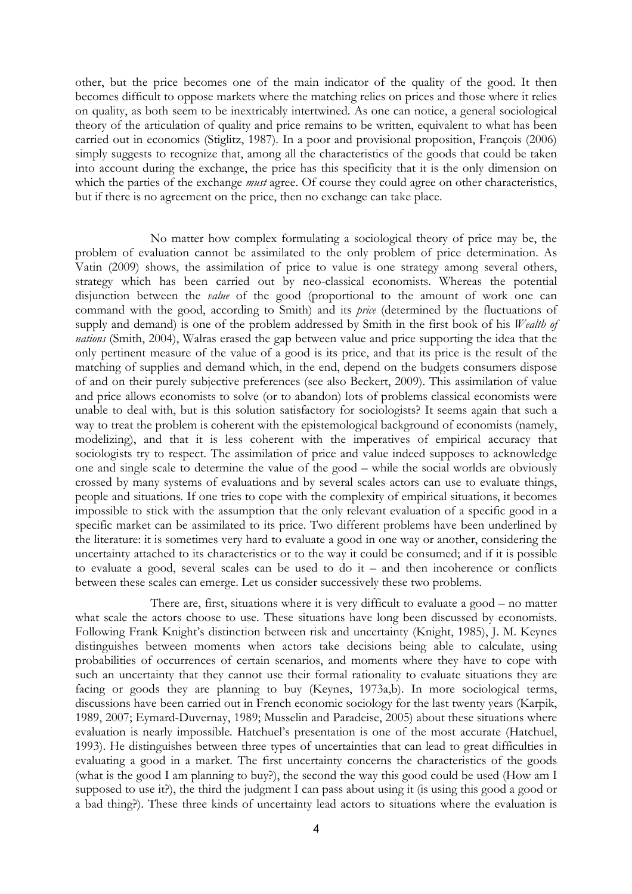other, but the price becomes one of the main indicator of the quality of the good. It then becomes difficult to oppose markets where the matching relies on prices and those where it relies on quality, as both seem to be inextricably intertwined. As one can notice, a general sociological theory of the articulation of quality and price remains to be written, equivalent to what has been carried out in economics (Stiglitz, 1987). In a poor and provisional proposition, François (2006) simply suggests to recognize that, among all the characteristics of the goods that could be taken into account during the exchange, the price has this specificity that it is the only dimension on which the parties of the exchange *must* agree. Of course they could agree on other characteristics, but if there is no agreement on the price, then no exchange can take place.

No matter how complex formulating a sociological theory of price may be, the problem of evaluation cannot be assimilated to the only problem of price determination. As Vatin (2009) shows, the assimilation of price to value is one strategy among several others, strategy which has been carried out by neo-classical economists. Whereas the potential disjunction between the *value* of the good (proportional to the amount of work one can command with the good, according to Smith) and its *price* (determined by the fluctuations of supply and demand) is one of the problem addressed by Smith in the first book of his *Wealth of nations* (Smith, 2004), Walras erased the gap between value and price supporting the idea that the only pertinent measure of the value of a good is its price, and that its price is the result of the matching of supplies and demand which, in the end, depend on the budgets consumers dispose of and on their purely subjective preferences (see also Beckert, 2009). This assimilation of value and price allows economists to solve (or to abandon) lots of problems classical economists were unable to deal with, but is this solution satisfactory for sociologists? It seems again that such a way to treat the problem is coherent with the epistemological background of economists (namely, modelizing), and that it is less coherent with the imperatives of empirical accuracy that sociologists try to respect. The assimilation of price and value indeed supposes to acknowledge one and single scale to determine the value of the good – while the social worlds are obviously crossed by many systems of evaluations and by several scales actors can use to evaluate things, people and situations. If one tries to cope with the complexity of empirical situations, it becomes impossible to stick with the assumption that the only relevant evaluation of a specific good in a specific market can be assimilated to its price. Two different problems have been underlined by the literature: it is sometimes very hard to evaluate a good in one way or another, considering the uncertainty attached to its characteristics or to the way it could be consumed; and if it is possible to evaluate a good, several scales can be used to do it – and then incoherence or conflicts between these scales can emerge. Let us consider successively these two problems.

There are, first, situations where it is very difficult to evaluate a good – no matter what scale the actors choose to use. These situations have long been discussed by economists. Following Frank Knight's distinction between risk and uncertainty (Knight, 1985), J. M. Keynes distinguishes between moments when actors take decisions being able to calculate, using probabilities of occurrences of certain scenarios, and moments where they have to cope with such an uncertainty that they cannot use their formal rationality to evaluate situations they are facing or goods they are planning to buy (Keynes, 1973a,b). In more sociological terms, discussions have been carried out in French economic sociology for the last twenty years (Karpik, 1989, 2007; Eymard-Duvernay, 1989; Musselin and Paradeise, 2005) about these situations where evaluation is nearly impossible. Hatchuel's presentation is one of the most accurate (Hatchuel, 1993). He distinguishes between three types of uncertainties that can lead to great difficulties in evaluating a good in a market. The first uncertainty concerns the characteristics of the goods (what is the good I am planning to buy?), the second the way this good could be used (How am I supposed to use it?), the third the judgment I can pass about using it (is using this good a good or a bad thing?). These three kinds of uncertainty lead actors to situations where the evaluation is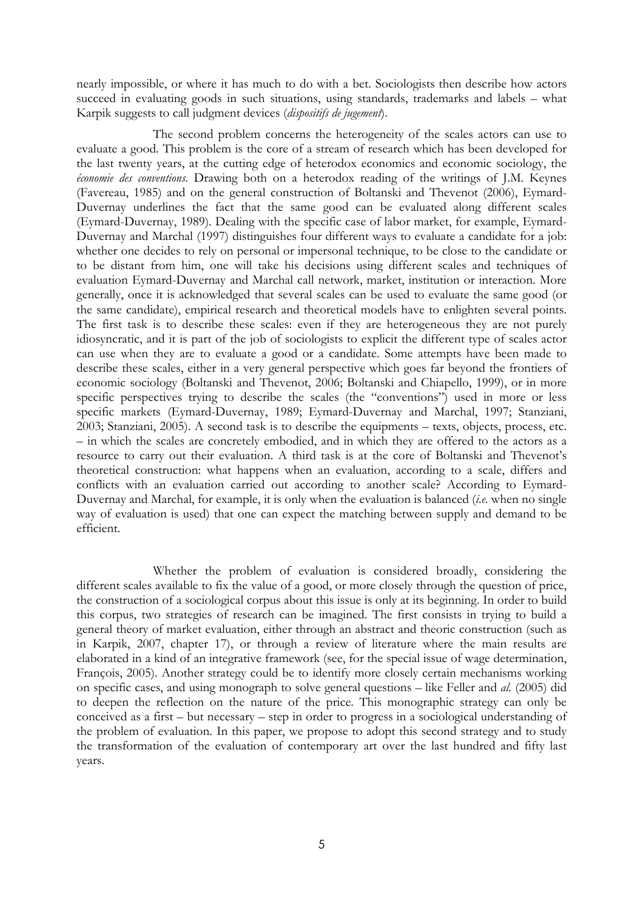nearly impossible, or where it has much to do with a bet. Sociologists then describe how actors succeed in evaluating goods in such situations, using standards, trademarks and labels – what Karpik suggests to call judgment devices (*dispositifs de jugement*).

The second problem concerns the heterogeneity of the scales actors can use to evaluate a good. This problem is the core of a stream of research which has been developed for the last twenty years, at the cutting edge of heterodox economics and economic sociology, the *économie des conventions*. Drawing both on a heterodox reading of the writings of J.M. Keynes (Favereau, 1985) and on the general construction of Boltanski and Thevenot (2006), Eymard-Duvernay underlines the fact that the same good can be evaluated along different scales (Eymard-Duvernay, 1989). Dealing with the specific case of labor market, for example, Eymard-Duvernay and Marchal (1997) distinguishes four different ways to evaluate a candidate for a job: whether one decides to rely on personal or impersonal technique, to be close to the candidate or to be distant from him, one will take his decisions using different scales and techniques of evaluation Eymard-Duvernay and Marchal call network, market, institution or interaction. More generally, once it is acknowledged that several scales can be used to evaluate the same good (or the same candidate), empirical research and theoretical models have to enlighten several points. The first task is to describe these scales: even if they are heterogeneous they are not purely idiosyncratic, and it is part of the job of sociologists to explicit the different type of scales actor can use when they are to evaluate a good or a candidate. Some attempts have been made to describe these scales, either in a very general perspective which goes far beyond the frontiers of economic sociology (Boltanski and Thevenot, 2006; Boltanski and Chiapello, 1999), or in more specific perspectives trying to describe the scales (the "conventions") used in more or less specific markets (Eymard-Duvernay, 1989; Eymard-Duvernay and Marchal, 1997; Stanziani, 2003; Stanziani, 2005). A second task is to describe the equipments – texts, objects, process, etc. – in which the scales are concretely embodied, and in which they are offered to the actors as a resource to carry out their evaluation. A third task is at the core of Boltanski and Thevenot's theoretical construction: what happens when an evaluation, according to a scale, differs and conflicts with an evaluation carried out according to another scale? According to Eymard-Duvernay and Marchal, for example, it is only when the evaluation is balanced (*i.e.* when no single way of evaluation is used) that one can expect the matching between supply and demand to be efficient.

Whether the problem of evaluation is considered broadly, considering the different scales available to fix the value of a good, or more closely through the question of price, the construction of a sociological corpus about this issue is only at its beginning. In order to build this corpus, two strategies of research can be imagined. The first consists in trying to build a general theory of market evaluation, either through an abstract and theoric construction (such as in Karpik, 2007, chapter 17), or through a review of literature where the main results are elaborated in a kind of an integrative framework (see, for the special issue of wage determination, François, 2005). Another strategy could be to identify more closely certain mechanisms working on specific cases, and using monograph to solve general questions – like Feller and *al.* (2005) did to deepen the reflection on the nature of the price. This monographic strategy can only be conceived as a first – but necessary – step in order to progress in a sociological understanding of the problem of evaluation. In this paper, we propose to adopt this second strategy and to study the transformation of the evaluation of contemporary art over the last hundred and fifty last years.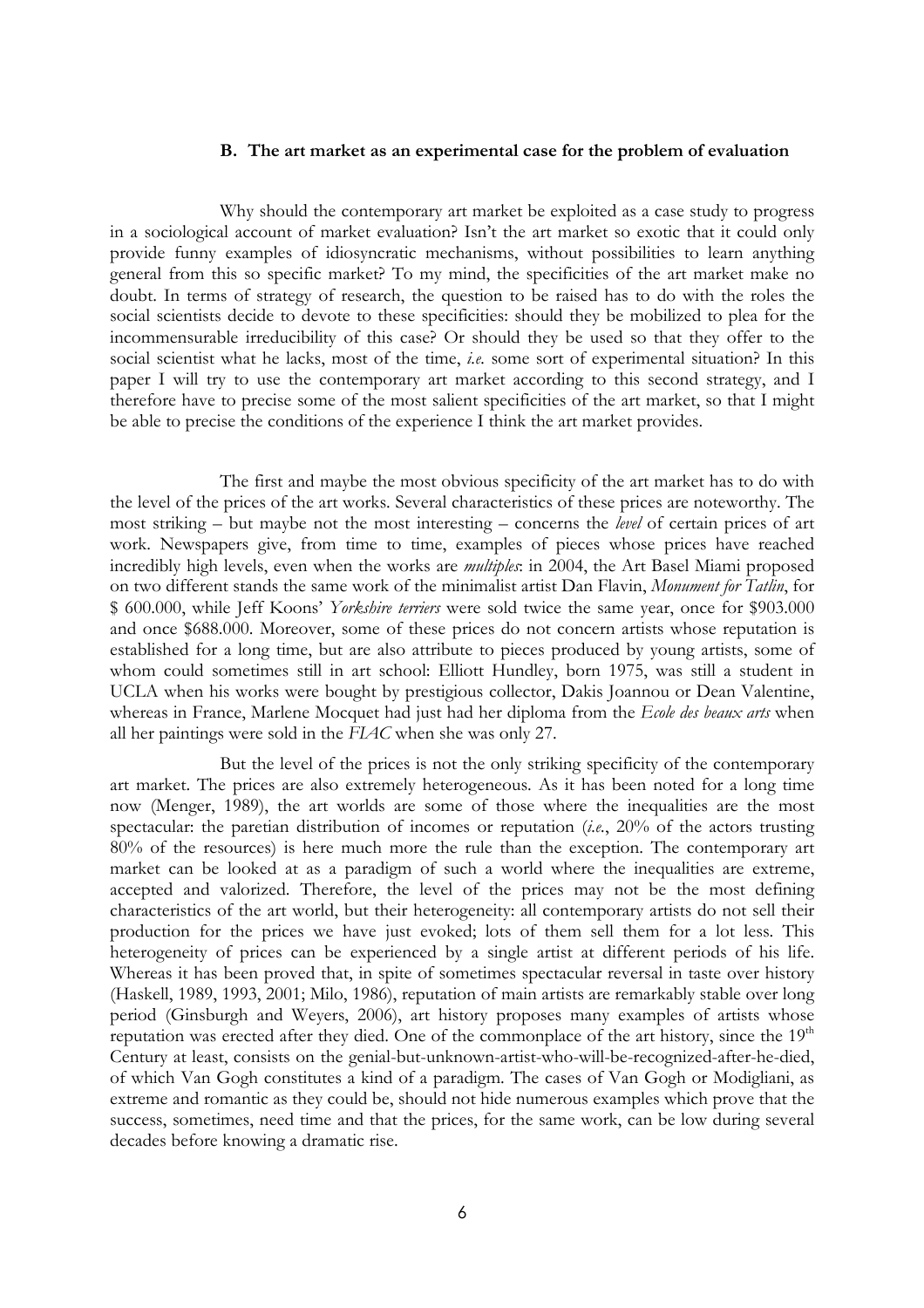### B. The art market as an experimental case for the problem of evaluation

Why should the contemporary art market be exploited as a case study to progress in a sociological account of market evaluation? Isn't the art market so exotic that it could only provide funny examples of idiosyncratic mechanisms, without possibilities to learn anything general from this so specific market? To my mind, the specificities of the art market make no doubt. In terms of strategy of research, the question to be raised has to do with the roles the social scientists decide to devote to these specificities: should they be mobilized to plea for the incommensurable irreducibility of this case? Or should they be used so that they offer to the social scientist what he lacks, most of the time, *i.e.* some sort of experimental situation? In this paper I will try to use the contemporary art market according to this second strategy, and I therefore have to precise some of the most salient specificities of the art market, so that I might be able to precise the conditions of the experience I think the art market provides.

The first and maybe the most obvious specificity of the art market has to do with the level of the prices of the art works. Several characteristics of these prices are noteworthy. The most striking – but maybe not the most interesting – concerns the *level* of certain prices of art work. Newspapers give, from time to time, examples of pieces whose prices have reached incredibly high levels, even when the works are *multiples*: in 2004, the Art Basel Miami proposed on two different stands the same work of the minimalist artist Dan Flavin, *Monument for Tatlin*, for $ 600.000, while Jeff Koons' *Yorkshire terriers* were sold twice the same year, once for $903.000 and once $688.000. Moreover, some of these prices do not concern artists whose reputation is established for a long time, but are also attribute to pieces produced by young artists, some of whom could sometimes still in art school: Elliott Hundley, born 1975, was still a student in UCLA when his works were bought by prestigious collector, Dakis Joannou or Dean Valentine, whereas in France, Marlene Mocquet had just had her diploma from the *Ecole des beaux arts* when all her paintings were sold in the *FIAC* when she was only 27.

But the level of the prices is not the only striking specificity of the contemporary art market. The prices are also extremely heterogeneous. As it has been noted for a long time now (Menger, 1989), the art worlds are some of those where the inequalities are the most spectacular: the paretian distribution of incomes or reputation (*i.e.*, 20% of the actors trusting 80% of the resources) is here much more the rule than the exception. The contemporary art market can be looked at as a paradigm of such a world where the inequalities are extreme, accepted and valorized. Therefore, the level of the prices may not be the most defining characteristics of the art world, but their heterogeneity: all contemporary artists do not sell their production for the prices we have just evoked; lots of them sell them for a lot less. This heterogeneity of prices can be experienced by a single artist at different periods of his life. Whereas it has been proved that, in spite of sometimes spectacular reversal in taste over history (Haskell, 1989, 1993, 2001; Milo, 1986), reputation of main artists are remarkably stable over long period (Ginsburgh and Weyers, 2006), art history proposes many examples of artists whose reputation was erected after they died. One of the commonplace of the art history, since the 19th Century at least, consists on the genial-but-unknown-artist-who-will-be-recognized-after-he-died, of which Van Gogh constitutes a kind of a paradigm. The cases of Van Gogh or Modigliani, as extreme and romantic as they could be, should not hide numerous examples which prove that the success, sometimes, need time and that the prices, for the same work, can be low during several decades before knowing a dramatic rise.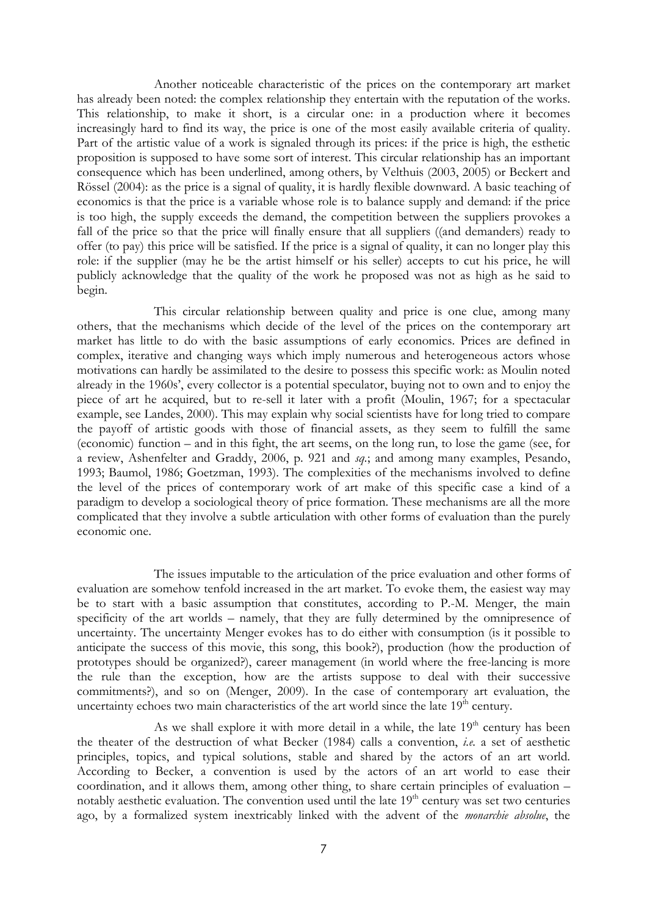Another noticeable characteristic of the prices on the contemporary art market has already been noted: the complex relationship they entertain with the reputation of the works. This relationship, to make it short, is a circular one: in a production where it becomes increasingly hard to find its way, the price is one of the most easily available criteria of quality. Part of the artistic value of a work is signaled through its prices: if the price is high, the esthetic proposition is supposed to have some sort of interest. This circular relationship has an important consequence which has been underlined, among others, by Velthuis (2003, 2005) or Beckert and Rössel (2004): as the price is a signal of quality, it is hardly flexible downward. A basic teaching of economics is that the price is a variable whose role is to balance supply and demand: if the price is too high, the supply exceeds the demand, the competition between the suppliers provokes a fall of the price so that the price will finally ensure that all suppliers ((and demanders) ready to offer (to pay) this price will be satisfied. If the price is a signal of quality, it can no longer play this role: if the supplier (may he be the artist himself or his seller) accepts to cut his price, he will publicly acknowledge that the quality of the work he proposed was not as high as he said to begin.

This circular relationship between quality and price is one clue, among many others, that the mechanisms which decide of the level of the prices on the contemporary art market has little to do with the basic assumptions of early economics. Prices are defined in complex, iterative and changing ways which imply numerous and heterogeneous actors whose motivations can hardly be assimilated to the desire to possess this specific work: as Moulin noted already in the 1960s', every collector is a potential speculator, buying not to own and to enjoy the piece of art he acquired, but to re-sell it later with a profit (Moulin, 1967; for a spectacular example, see Landes, 2000). This may explain why social scientists have for long tried to compare the payoff of artistic goods with those of financial assets, as they seem to fulfill the same (economic) function – and in this fight, the art seems, on the long run, to lose the game (see, for a review, Ashenfelter and Graddy, 2006, p. 921 and *sq.*; and among many examples, Pesando, 1993; Baumol, 1986; Goetzman, 1993). The complexities of the mechanisms involved to define the level of the prices of contemporary work of art make of this specific case a kind of a paradigm to develop a sociological theory of price formation. These mechanisms are all the more complicated that they involve a subtle articulation with other forms of evaluation than the purely economic one.

The issues imputable to the articulation of the price evaluation and other forms of evaluation are somehow tenfold increased in the art market. To evoke them, the easiest way may be to start with a basic assumption that constitutes, according to P.-M. Menger, the main specificity of the art worlds – namely, that they are fully determined by the omnipresence of uncertainty. The uncertainty Menger evokes has to do either with consumption (is it possible to anticipate the success of this movie, this song, this book?), production (how the production of prototypes should be organized?), career management (in world where the free-lancing is more the rule than the exception, how are the artists suppose to deal with their successive commitments?), and so on (Menger, 2009). In the case of contemporary art evaluation, the uncertainty echoes two main characteristics of the art world since the late 19th century.

As we shall explore it with more detail in a while, the late 19th century has been the theater of the destruction of what Becker (1984) calls a convention, *i.e.* a set of aesthetic principles, topics, and typical solutions, stable and shared by the actors of an art world. According to Becker, a convention is used by the actors of an art world to ease their coordination, and it allows them, among other thing, to share certain principles of evaluation – notably aesthetic evaluation. The convention used until the late 19th century was set two centuries ago, by a formalized system inextricably linked with the advent of the *monarchie absolue*, the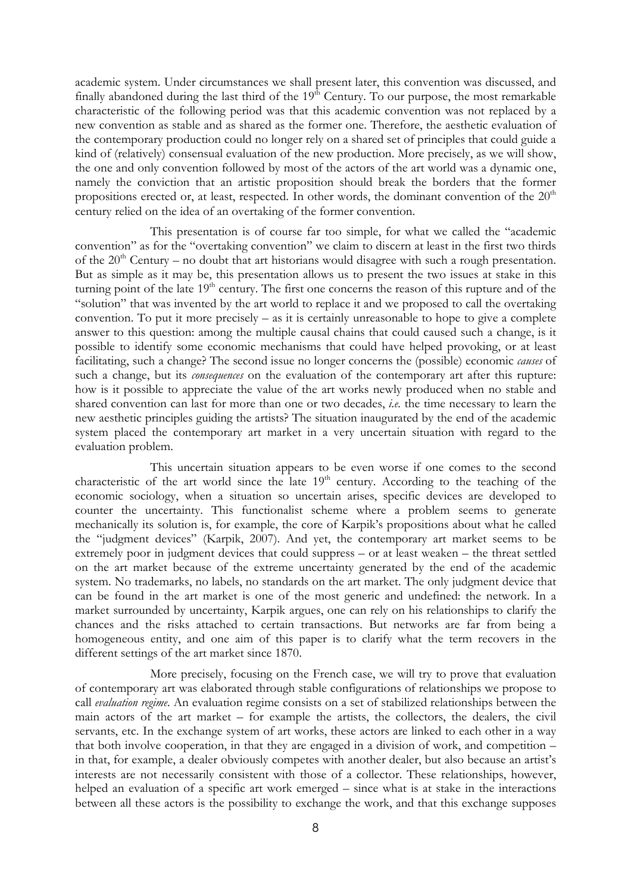academic system. Under circumstances we shall present later, this convention was discussed, and finally abandoned during the last third of the 19th Century. To our purpose, the most remarkable characteristic of the following period was that this academic convention was not replaced by a new convention as stable and as shared as the former one. Therefore, the aesthetic evaluation of the contemporary production could no longer rely on a shared set of principles that could guide a kind of (relatively) consensual evaluation of the new production. More precisely, as we will show, the one and only convention followed by most of the actors of the art world was a dynamic one, namely the conviction that an artistic proposition should break the borders that the former propositions erected or, at least, respected. In other words, the dominant convention of the 20th century relied on the idea of an overtaking of the former convention.

This presentation is of course far too simple, for what we called the "academic convention" as for the "overtaking convention" we claim to discern at least in the first two thirds of the 20th Century – no doubt that art historians would disagree with such a rough presentation. But as simple as it may be, this presentation allows us to present the two issues at stake in this turning point of the late 19th century. The first one concerns the reason of this rupture and of the "solution" that was invented by the art world to replace it and we proposed to call the overtaking convention. To put it more precisely – as it is certainly unreasonable to hope to give a complete answer to this question: among the multiple causal chains that could caused such a change, is it possible to identify some economic mechanisms that could have helped provoking, or at least facilitating, such a change? The second issue no longer concerns the (possible) economic *causes* of such a change, but its *consequences* on the evaluation of the contemporary art after this rupture: how is it possible to appreciate the value of the art works newly produced when no stable and shared convention can last for more than one or two decades, *i.e.* the time necessary to learn the new aesthetic principles guiding the artists? The situation inaugurated by the end of the academic system placed the contemporary art market in a very uncertain situation with regard to the evaluation problem.

This uncertain situation appears to be even worse if one comes to the second characteristic of the art world since the late 19th century. According to the teaching of the economic sociology, when a situation so uncertain arises, specific devices are developed to counter the uncertainty. This functionalist scheme where a problem seems to generate mechanically its solution is, for example, the core of Karpik's propositions about what he called the "judgment devices" (Karpik, 2007). And yet, the contemporary art market seems to be extremely poor in judgment devices that could suppress – or at least weaken – the threat settled on the art market because of the extreme uncertainty generated by the end of the academic system. No trademarks, no labels, no standards on the art market. The only judgment device that can be found in the art market is one of the most generic and undefined: the network. In a market surrounded by uncertainty, Karpik argues, one can rely on his relationships to clarify the chances and the risks attached to certain transactions. But networks are far from being a homogeneous entity, and one aim of this paper is to clarify what the term recovers in the different settings of the art market since 1870.

More precisely, focusing on the French case, we will try to prove that evaluation of contemporary art was elaborated through stable configurations of relationships we propose to call *evaluation regime*. An evaluation regime consists on a set of stabilized relationships between the main actors of the art market – for example the artists, the collectors, the dealers, the civil servants, etc. In the exchange system of art works, these actors are linked to each other in a way that both involve cooperation, in that they are engaged in a division of work, and competition – in that, for example, a dealer obviously competes with another dealer, but also because an artist's interests are not necessarily consistent with those of a collector. These relationships, however, helped an evaluation of a specific art work emerged – since what is at stake in the interactions between all these actors is the possibility to exchange the work, and that this exchange supposes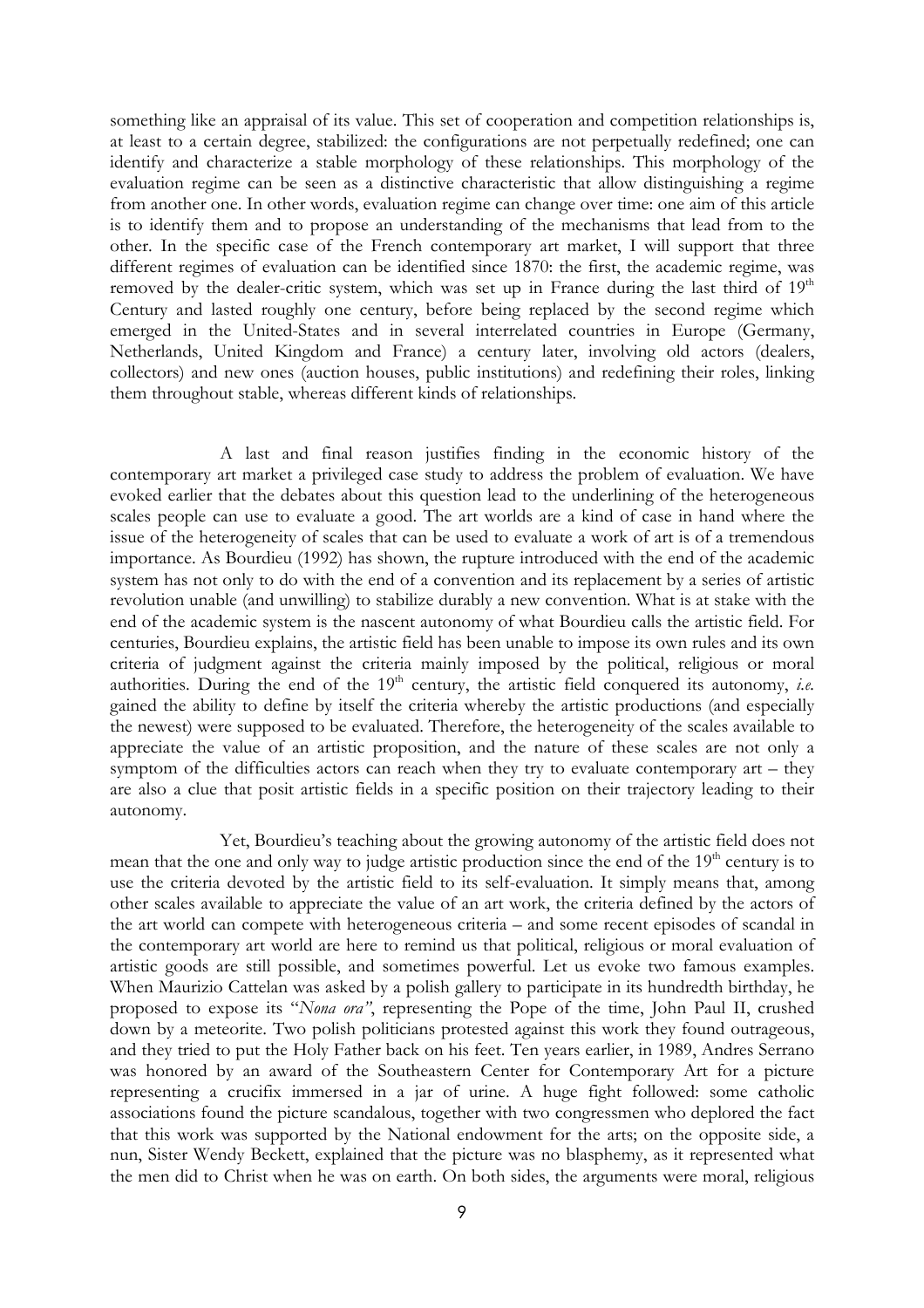something like an appraisal of its value. This set of cooperation and competition relationships is, at least to a certain degree, stabilized: the configurations are not perpetually redefined; one can identify and characterize a stable morphology of these relationships. This morphology of the evaluation regime can be seen as a distinctive characteristic that allow distinguishing a regime from another one. In other words, evaluation regime can change over time: one aim of this article is to identify them and to propose an understanding of the mechanisms that lead from to the other. In the specific case of the French contemporary art market, I will support that three different regimes of evaluation can be identified since 1870: the first, the academic regime, was removed by the dealer-critic system, which was set up in France during the last third of 19th Century and lasted roughly one century, before being replaced by the second regime which emerged in the United-States and in several interrelated countries in Europe (Germany, Netherlands, United Kingdom and France) a century later, involving old actors (dealers, collectors) and new ones (auction houses, public institutions) and redefining their roles, linking them throughout stable, whereas different kinds of relationships.

A last and final reason justifies finding in the economic history of the contemporary art market a privileged case study to address the problem of evaluation. We have evoked earlier that the debates about this question lead to the underlining of the heterogeneous scales people can use to evaluate a good. The art worlds are a kind of case in hand where the issue of the heterogeneity of scales that can be used to evaluate a work of art is of a tremendous importance. As Bourdieu (1992) has shown, the rupture introduced with the end of the academic system has not only to do with the end of a convention and its replacement by a series of artistic revolution unable (and unwilling) to stabilize durably a new convention. What is at stake with the end of the academic system is the nascent autonomy of what Bourdieu calls the artistic field. For centuries, Bourdieu explains, the artistic field has been unable to impose its own rules and its own criteria of judgment against the criteria mainly imposed by the political, religious or moral authorities. During the end of the 19th century, the artistic field conquered its autonomy, *i.e.* gained the ability to define by itself the criteria whereby the artistic productions (and especially the newest) were supposed to be evaluated. Therefore, the heterogeneity of the scales available to appreciate the value of an artistic proposition, and the nature of these scales are not only a symptom of the difficulties actors can reach when they try to evaluate contemporary art – they are also a clue that posit artistic fields in a specific position on their trajectory leading to their autonomy.

Yet, Bourdieu's teaching about the growing autonomy of the artistic field does not mean that the one and only way to judge artistic production since the end of the 19th century is to use the criteria devoted by the artistic field to its self-evaluation. It simply means that, among other scales available to appreciate the value of an art work, the criteria defined by the actors of the art world can compete with heterogeneous criteria – and some recent episodes of scandal in the contemporary art world are here to remind us that political, religious or moral evaluation of artistic goods are still possible, and sometimes powerful. Let us evoke two famous examples. When Maurizio Cattelan was asked by a polish gallery to participate in its hundredth birthday, he proposed to expose its "*Nona ora*", representing the Pope of the time, John Paul II, crushed down by a meteorite. Two polish politicians protested against this work they found outrageous, and they tried to put the Holy Father back on his feet. Ten years earlier, in 1989, Andres Serrano was honored by an award of the Southeastern Center for Contemporary Art for a picture representing a crucifix immersed in a jar of urine. A huge fight followed: some catholic associations found the picture scandalous, together with two congressmen who deplored the fact that this work was supported by the National endowment for the arts; on the opposite side, a nun, Sister Wendy Beckett, explained that the picture was no blasphemy, as it represented what the men did to Christ when he was on earth. On both sides, the arguments were moral, religious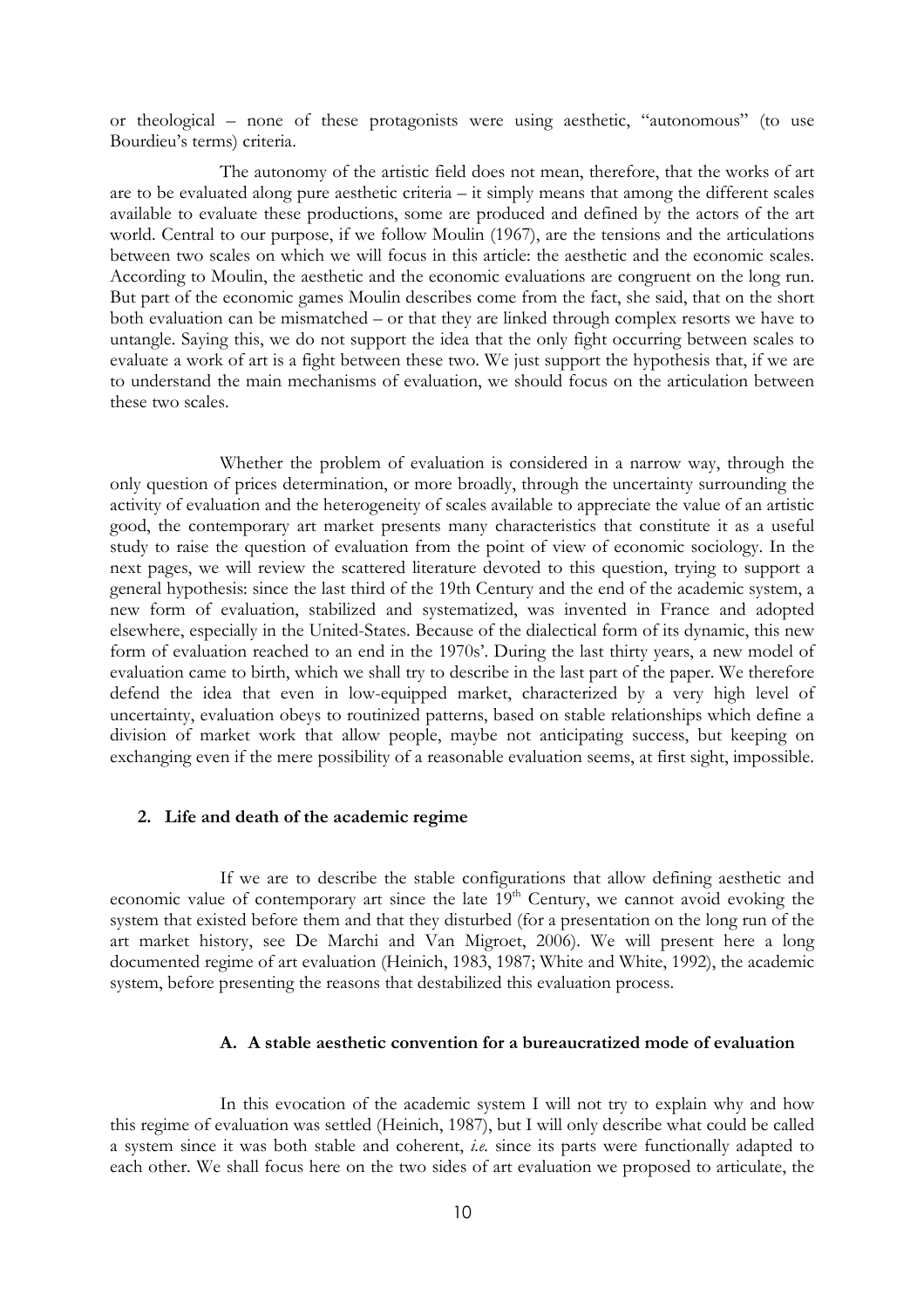or theological – none of these protagonists were using aesthetic, "autonomous" (to use Bourdieu's terms) criteria.

The autonomy of the artistic field does not mean, therefore, that the works of art are to be evaluated along pure aesthetic criteria – it simply means that among the different scales available to evaluate these productions, some are produced and defined by the actors of the art world. Central to our purpose, if we follow Moulin (1967), are the tensions and the articulations between two scales on which we will focus in this article: the aesthetic and the economic scales. According to Moulin, the aesthetic and the economic evaluations are congruent on the long run. But part of the economic games Moulin describes come from the fact, she said, that on the short both evaluation can be mismatched – or that they are linked through complex resorts we have to untangle. Saying this, we do not support the idea that the only fight occurring between scales to evaluate a work of art is a fight between these two. We just support the hypothesis that, if we are to understand the main mechanisms of evaluation, we should focus on the articulation between these two scales.

Whether the problem of evaluation is considered in a narrow way, through the only question of prices determination, or more broadly, through the uncertainty surrounding the activity of evaluation and the heterogeneity of scales available to appreciate the value of an artistic good, the contemporary art market presents many characteristics that constitute it as a useful study to raise the question of evaluation from the point of view of economic sociology. In the next pages, we will review the scattered literature devoted to this question, trying to support a general hypothesis: since the last third of the 19th Century and the end of the academic system, a new form of evaluation, stabilized and systematized, was invented in France and adopted elsewhere, especially in the United-States. Because of the dialectical form of its dynamic, this new form of evaluation reached to an end in the 1970s'. During the last thirty years, a new model of evaluation came to birth, which we shall try to describe in the last part of the paper. We therefore defend the idea that even in low-equipped market, characterized by a very high level of uncertainty, evaluation obeys to routinized patterns, based on stable relationships which define a division of market work that allow people, maybe not anticipating success, but keeping on exchanging even if the mere possibility of a reasonable evaluation seems, at first sight, impossible.

## 2. Life and death of the academic regime

If we are to describe the stable configurations that allow defining aesthetic and economic value of contemporary art since the late 19th Century, we cannot avoid evoking the system that existed before them and that they disturbed (for a presentation on the long run of the art market history, see De Marchi and Van Migroet, 2006). We will present here a long documented regime of art evaluation (Heinich, 1983, 1987; White and White, 1992), the academic system, before presenting the reasons that destabilized this evaluation process.

### A. A stable aesthetic convention for a bureaucratized mode of evaluation

In this evocation of the academic system I will not try to explain why and how this regime of evaluation was settled (Heinich, 1987), but I will only describe what could be called a system since it was both stable and coherent, *i.e.* since its parts were functionally adapted to each other. We shall focus here on the two sides of art evaluation we proposed to articulate, the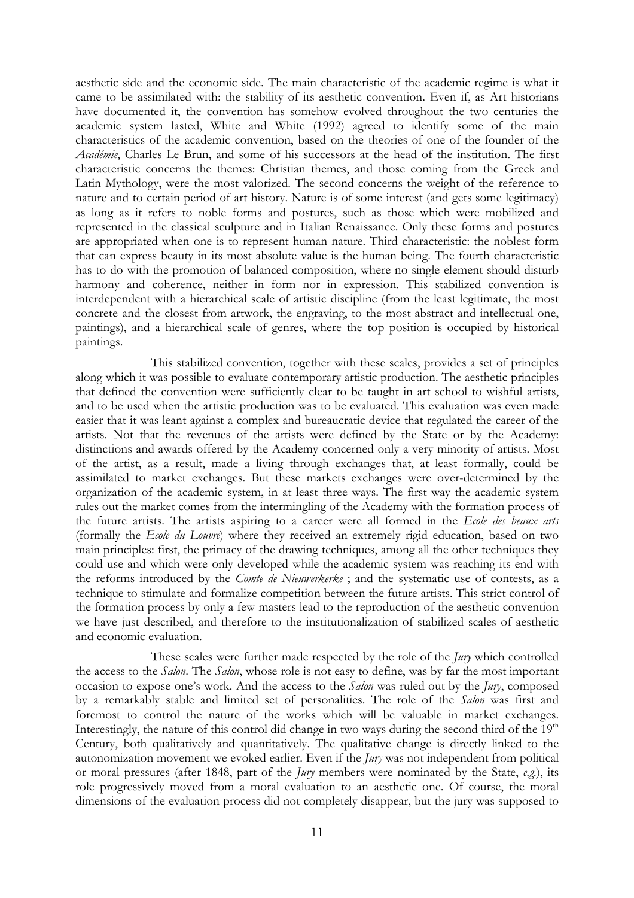aesthetic side and the economic side. The main characteristic of the academic regime is what it came to be assimilated with: the stability of its aesthetic convention. Even if, as Art historians have documented it, the convention has somehow evolved throughout the two centuries the academic system lasted, White and White (1992) agreed to identify some of the main characteristics of the academic convention, based on the theories of one of the founder of the *Académie*, Charles Le Brun, and some of his successors at the head of the institution. The first characteristic concerns the themes: Christian themes, and those coming from the Greek and Latin Mythology, were the most valorized. The second concerns the weight of the reference to nature and to certain period of art history. Nature is of some interest (and gets some legitimacy) as long as it refers to noble forms and postures, such as those which were mobilized and represented in the classical sculpture and in Italian Renaissance. Only these forms and postures are appropriated when one is to represent human nature. Third characteristic: the noblest form that can express beauty in its most absolute value is the human being. The fourth characteristic has to do with the promotion of balanced composition, where no single element should disturb harmony and coherence, neither in form nor in expression. This stabilized convention is interdependent with a hierarchical scale of artistic discipline (from the least legitimate, the most concrete and the closest from artwork, the engraving, to the most abstract and intellectual one, paintings), and a hierarchical scale of genres, where the top position is occupied by historical paintings.

This stabilized convention, together with these scales, provides a set of principles along which it was possible to evaluate contemporary artistic production. The aesthetic principles that defined the convention were sufficiently clear to be taught in art school to wishful artists, and to be used when the artistic production was to be evaluated. This evaluation was even made easier that it was leant against a complex and bureaucratic device that regulated the career of the artists. Not that the revenues of the artists were defined by the State or by the Academy: distinctions and awards offered by the Academy concerned only a very minority of artists. Most of the artist, as a result, made a living through exchanges that, at least formally, could be assimilated to market exchanges. But these markets exchanges were over-determined by the organization of the academic system, in at least three ways. The first way the academic system rules out the market comes from the intermingling of the Academy with the formation process of the future artists. The artists aspiring to a career were all formed in the *Ecole des beaux arts* (formally the *Ecole du Louvre*) where they received an extremely rigid education, based on two main principles: first, the primacy of the drawing techniques, among all the other techniques they could use and which were only developed while the academic system was reaching its end with the reforms introduced by the *Comte de Nieuwerkerke* ; and the systematic use of contests, as a technique to stimulate and formalize competition between the future artists. This strict control of the formation process by only a few masters lead to the reproduction of the aesthetic convention we have just described, and therefore to the institutionalization of stabilized scales of aesthetic and economic evaluation.

These scales were further made respected by the role of the *Jury* which controlled the access to the *Salon*. The *Salon*, whose role is not easy to define, was by far the most important occasion to expose one's work. And the access to the *Salon* was ruled out by the *Jury*, composed by a remarkably stable and limited set of personalities. The role of the *Salon* was first and foremost to control the nature of the works which will be valuable in market exchanges. Interestingly, the nature of this control did change in two ways during the second third of the 19th Century, both qualitatively and quantitatively. The qualitative change is directly linked to the autonomization movement we evoked earlier. Even if the *Jury* was not independent from political or moral pressures (after 1848, part of the *Jury* members were nominated by the State, *e.g.*), its role progressively moved from a moral evaluation to an aesthetic one. Of course, the moral dimensions of the evaluation process did not completely disappear, but the jury was supposed to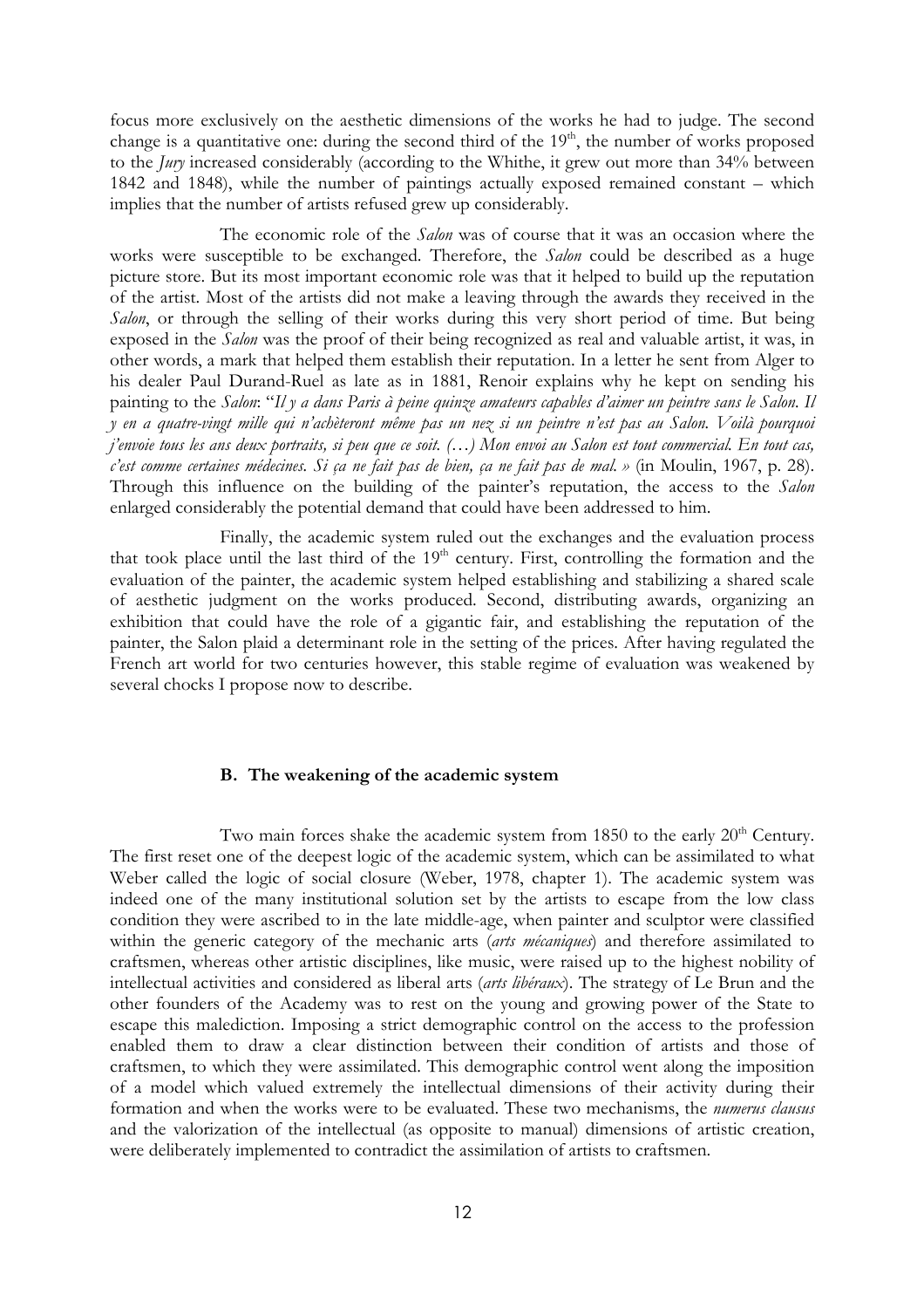focus more exclusively on the aesthetic dimensions of the works he had to judge. The second change is a quantitative one: during the second third of the 19th, the number of works proposed to the *Jury* increased considerably (according to the Whithe, it grew out more than 34% between 1842 and 1848), while the number of paintings actually exposed remained constant – which implies that the number of artists refused grew up considerably.

The economic role of the *Salon* was of course that it was an occasion where the works were susceptible to be exchanged. Therefore, the *Salon* could be described as a huge picture store. But its most important economic role was that it helped to build up the reputation of the artist. Most of the artists did not make a leaving through the awards they received in the *Salon*, or through the selling of their works during this very short period of time. But being exposed in the *Salon* was the proof of their being recognized as real and valuable artist, it was, in other words, a mark that helped them establish their reputation. In a letter he sent from Alger to his dealer Paul Durand-Ruel as late as in 1881, Renoir explains why he kept on sending his painting to the *Salon*: "*Il y a dans Paris à peine quinze amateurs capables d'aimer un peintre sans le Salon. Il y en a quatre-vingt mille qui n'achèteront même pas un nez si un peintre n'est pas au Salon. Voilà pourquoi j'envoie tous les ans deux portraits, si peu que ce soit. (…) Mon envoi au Salon est tout commercial. En tout cas, c'est comme certaines médecines. Si ça ne fait pas de bien, ça ne fait pas de mal. »* (in Moulin, 1967, p. 28). Through this influence on the building of the painter's reputation, the access to the *Salon* enlarged considerably the potential demand that could have been addressed to him.

Finally, the academic system ruled out the exchanges and the evaluation process that took place until the last third of the 19th century. First, controlling the formation and the evaluation of the painter, the academic system helped establishing and stabilizing a shared scale of aesthetic judgment on the works produced. Second, distributing awards, organizing an exhibition that could have the role of a gigantic fair, and establishing the reputation of the painter, the Salon plaid a determinant role in the setting of the prices. After having regulated the French art world for two centuries however, this stable regime of evaluation was weakened by several chocks I propose now to describe.

### B. The weakening of the academic system

Two main forces shake the academic system from 1850 to the early 20th Century. The first reset one of the deepest logic of the academic system, which can be assimilated to what Weber called the logic of social closure (Weber, 1978, chapter 1). The academic system was indeed one of the many institutional solution set by the artists to escape from the low class condition they were ascribed to in the late middle-age, when painter and sculptor were classified within the generic category of the mechanic arts (*arts mécaniques*) and therefore assimilated to craftsmen, whereas other artistic disciplines, like music, were raised up to the highest nobility of intellectual activities and considered as liberal arts (*arts libéraux*). The strategy of Le Brun and the other founders of the Academy was to rest on the young and growing power of the State to escape this malediction. Imposing a strict demographic control on the access to the profession enabled them to draw a clear distinction between their condition of artists and those of craftsmen, to which they were assimilated. This demographic control went along the imposition of a model which valued extremely the intellectual dimensions of their activity during their formation and when the works were to be evaluated. These two mechanisms, the *numerus clausus* and the valorization of the intellectual (as opposite to manual) dimensions of artistic creation, were deliberately implemented to contradict the assimilation of artists to craftsmen.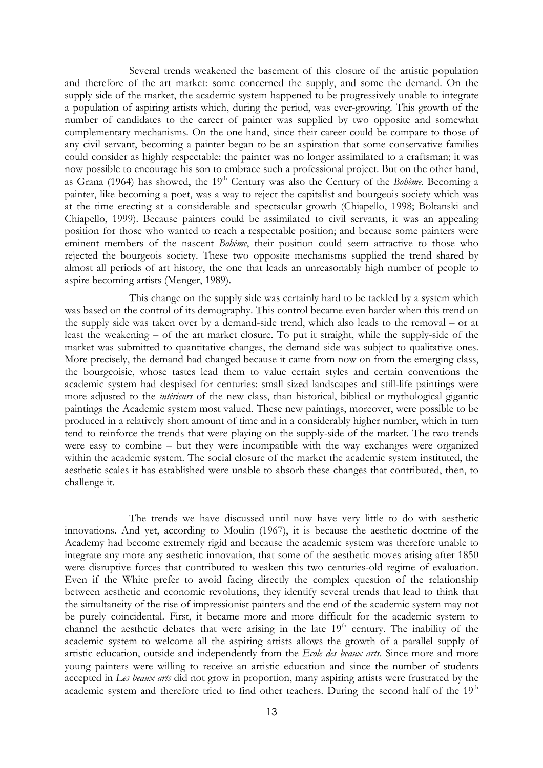Several trends weakened the basement of this closure of the artistic population and therefore of the art market: some concerned the supply, and some the demand. On the supply side of the market, the academic system happened to be progressively unable to integrate a population of aspiring artists which, during the period, was ever-growing. This growth of the number of candidates to the career of painter was supplied by two opposite and somewhat complementary mechanisms. On the one hand, since their career could be compare to those of any civil servant, becoming a painter began to be an aspiration that some conservative families could consider as highly respectable: the painter was no longer assimilated to a craftsman; it was now possible to encourage his son to embrace such a professional project. But on the other hand, as Grana (1964) has showed, the 19th Century was also the Century of the *Bohème*. Becoming a painter, like becoming a poet, was a way to reject the capitalist and bourgeois society which was at the time erecting at a considerable and spectacular growth (Chiapello, 1998; Boltanski and Chiapello, 1999). Because painters could be assimilated to civil servants, it was an appealing position for those who wanted to reach a respectable position; and because some painters were eminent members of the nascent *Bohème*, their position could seem attractive to those who rejected the bourgeois society. These two opposite mechanisms supplied the trend shared by almost all periods of art history, the one that leads an unreasonably high number of people to aspire becoming artists (Menger, 1989).

This change on the supply side was certainly hard to be tackled by a system which was based on the control of its demography. This control became even harder when this trend on the supply side was taken over by a demand-side trend, which also leads to the removal – or at least the weakening – of the art market closure. To put it straight, while the supply-side of the market was submitted to quantitative changes, the demand side was subject to qualitative ones. More precisely, the demand had changed because it came from now on from the emerging class, the bourgeoisie, whose tastes lead them to value certain styles and certain conventions the academic system had despised for centuries: small sized landscapes and still-life paintings were more adjusted to the *intérieurs* of the new class, than historical, biblical or mythological gigantic paintings the Academic system most valued. These new paintings, moreover, were possible to be produced in a relatively short amount of time and in a considerably higher number, which in turn tend to reinforce the trends that were playing on the supply-side of the market. The two trends were easy to combine – but they were incompatible with the way exchanges were organized within the academic system. The social closure of the market the academic system instituted, the aesthetic scales it has established were unable to absorb these changes that contributed, then, to challenge it.

The trends we have discussed until now have very little to do with aesthetic innovations. And yet, according to Moulin (1967), it is because the aesthetic doctrine of the Academy had become extremely rigid and because the academic system was therefore unable to integrate any more any aesthetic innovation, that some of the aesthetic moves arising after 1850 were disruptive forces that contributed to weaken this two centuries-old regime of evaluation. Even if the White prefer to avoid facing directly the complex question of the relationship between aesthetic and economic revolutions, they identify several trends that lead to think that the simultaneity of the rise of impressionist painters and the end of the academic system may not be purely coincidental. First, it became more and more difficult for the academic system to channel the aesthetic debates that were arising in the late 19th century. The inability of the academic system to welcome all the aspiring artists allows the growth of a parallel supply of artistic education, outside and independently from the *Ecole des beaux arts*. Since more and more young painters were willing to receive an artistic education and since the number of students accepted in *Les beaux arts* did not grow in proportion, many aspiring artists were frustrated by the academic system and therefore tried to find other teachers. During the second half of the 19th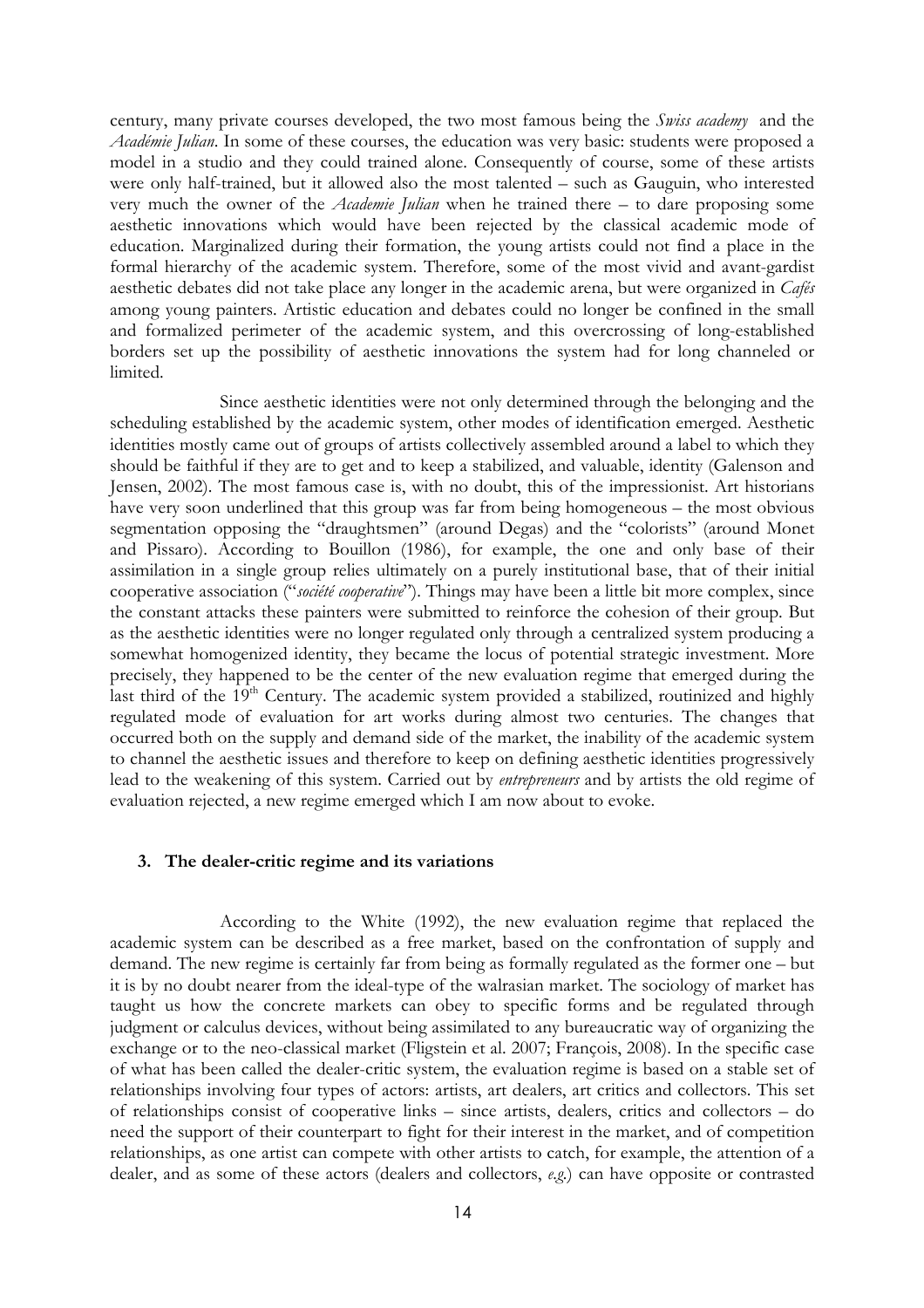century, many private courses developed, the two most famous being the *Swiss academy* and the *Académie Julian*. In some of these courses, the education was very basic: students were proposed a model in a studio and they could trained alone. Consequently of course, some of these artists were only half-trained, but it allowed also the most talented – such as Gauguin, who interested very much the owner of the *Academie Julian* when he trained there – to dare proposing some aesthetic innovations which would have been rejected by the classical academic mode of education. Marginalized during their formation, the young artists could not find a place in the formal hierarchy of the academic system. Therefore, some of the most vivid and avant-gardist aesthetic debates did not take place any longer in the academic arena, but were organized in *Cafés* among young painters. Artistic education and debates could no longer be confined in the small and formalized perimeter of the academic system, and this overcrossing of long-established borders set up the possibility of aesthetic innovations the system had for long channeled or limited.

Since aesthetic identities were not only determined through the belonging and the scheduling established by the academic system, other modes of identification emerged. Aesthetic identities mostly came out of groups of artists collectively assembled around a label to which they should be faithful if they are to get and to keep a stabilized, and valuable, identity (Galenson and Jensen, 2002). The most famous case is, with no doubt, this of the impressionist. Art historians have very soon underlined that this group was far from being homogeneous – the most obvious segmentation opposing the "draughtsmen" (around Degas) and the "colorists" (around Monet and Pissaro). According to Bouillon (1986), for example, the one and only base of their assimilation in a single group relies ultimately on a purely institutional base, that of their initial cooperative association ("*société cooperative*"). Things may have been a little bit more complex, since the constant attacks these painters were submitted to reinforce the cohesion of their group. But as the aesthetic identities were no longer regulated only through a centralized system producing a somewhat homogenized identity, they became the locus of potential strategic investment. More precisely, they happened to be the center of the new evaluation regime that emerged during the last third of the 19th Century. The academic system provided a stabilized, routinized and highly regulated mode of evaluation for art works during almost two centuries. The changes that occurred both on the supply and demand side of the market, the inability of the academic system to channel the aesthetic issues and therefore to keep on defining aesthetic identities progressively lead to the weakening of this system. Carried out by *entrepreneurs* and by artists the old regime of evaluation rejected, a new regime emerged which I am now about to evoke.

### 3. The dealer-critic regime and its variations

According to the White (1992), the new evaluation regime that replaced the academic system can be described as a free market, based on the confrontation of supply and demand. The new regime is certainly far from being as formally regulated as the former one – but it is by no doubt nearer from the ideal-type of the walrasian market. The sociology of market has taught us how the concrete markets can obey to specific forms and be regulated through judgment or calculus devices, without being assimilated to any bureaucratic way of organizing the exchange or to the neo-classical market (Fligstein et al. 2007; François, 2008). In the specific case of what has been called the dealer-critic system, the evaluation regime is based on a stable set of relationships involving four types of actors: artists, art dealers, art critics and collectors. This set of relationships consist of cooperative links – since artists, dealers, critics and collectors – do need the support of their counterpart to fight for their interest in the market, and of competition relationships, as one artist can compete with other artists to catch, for example, the attention of a dealer, and as some of these actors (dealers and collectors, *e.g.*) can have opposite or contrasted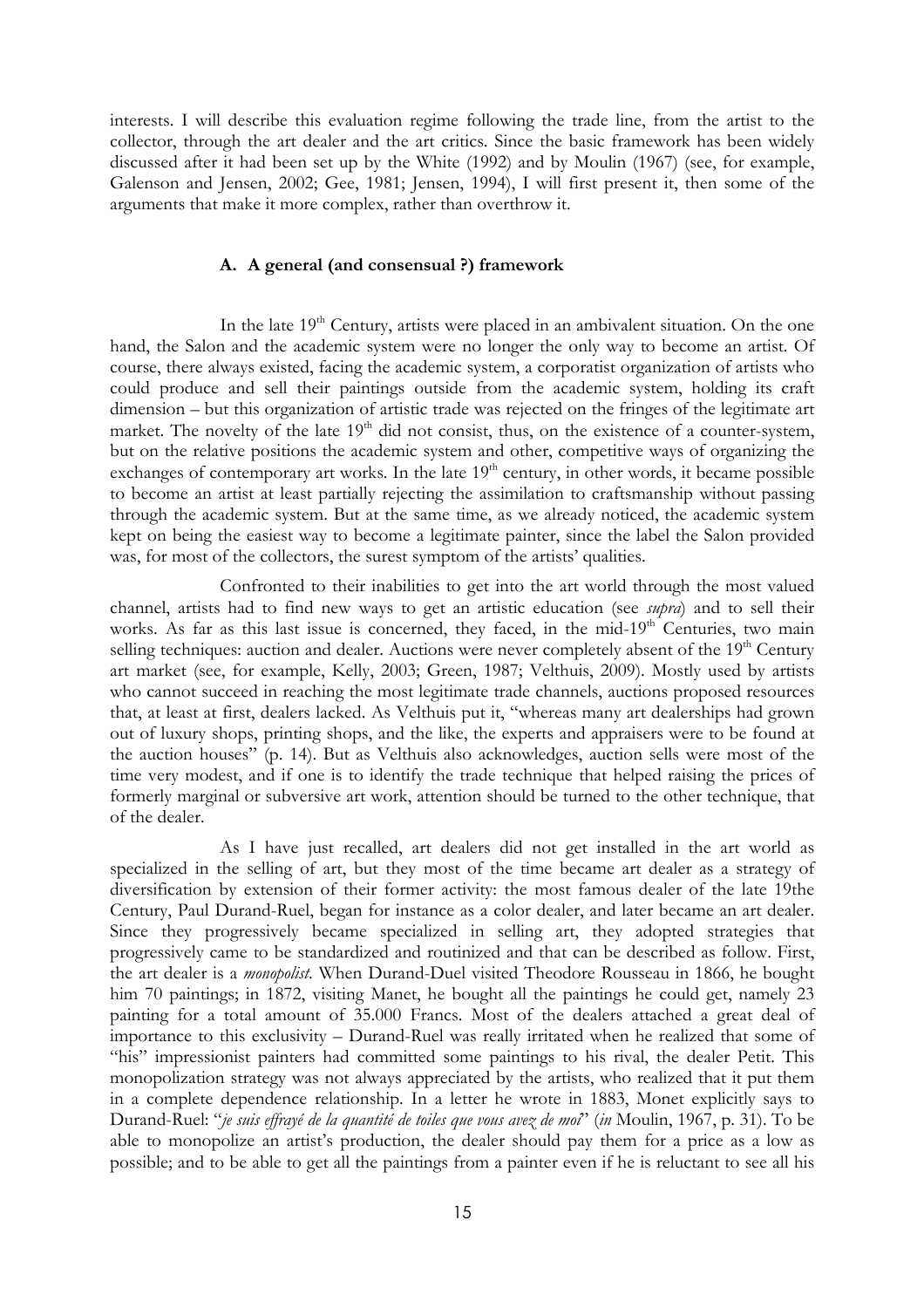interests. I will describe this evaluation regime following the trade line, from the artist to the collector, through the art dealer and the art critics. Since the basic framework has been widely discussed after it had been set up by the White (1992) and by Moulin (1967) (see, for example, Galenson and Jensen, 2002; Gee, 1981; Jensen, 1994), I will first present it, then some of the arguments that make it more complex, rather than overthrow it.

### A. A general (and consensual ?) framework

In the late 19th Century, artists were placed in an ambivalent situation. On the one hand, the Salon and the academic system were no longer the only way to become an artist. Of course, there always existed, facing the academic system, a corporatist organization of artists who could produce and sell their paintings outside from the academic system, holding its craft dimension – but this organization of artistic trade was rejected on the fringes of the legitimate art market. The novelty of the late 19th did not consist, thus, on the existence of a counter-system, but on the relative positions the academic system and other, competitive ways of organizing the exchanges of contemporary art works. In the late 19th century, in other words, it became possible to become an artist at least partially rejecting the assimilation to craftsmanship without passing through the academic system. But at the same time, as we already noticed, the academic system kept on being the easiest way to become a legitimate painter, since the label the Salon provided was, for most of the collectors, the surest symptom of the artists' qualities.

Confronted to their inabilities to get into the art world through the most valued channel, artists had to find new ways to get an artistic education (see *supra*) and to sell their works. As far as this last issue is concerned, they faced, in the mid-19th Centuries, two main selling techniques: auction and dealer. Auctions were never completely absent of the 19th Century art market (see, for example, Kelly, 2003; Green, 1987; Velthuis, 2009). Mostly used by artists who cannot succeed in reaching the most legitimate trade channels, auctions proposed resources that, at least at first, dealers lacked. As Velthuis put it, "whereas many art dealerships had grown out of luxury shops, printing shops, and the like, the experts and appraisers were to be found at the auction houses" (p. 14). But as Velthuis also acknowledges, auction sells were most of the time very modest, and if one is to identify the trade technique that helped raising the prices of formerly marginal or subversive art work, attention should be turned to the other technique, that of the dealer.

As I have just recalled, art dealers did not get installed in the art world as specialized in the selling of art, but they most of the time became art dealer as a strategy of diversification by extension of their former activity: the most famous dealer of the late 19the Century, Paul Durand-Ruel, began for instance as a color dealer, and later became an art dealer. Since they progressively became specialized in selling art, they adopted strategies that progressively came to be standardized and routinized and that can be described as follow. First, the art dealer is a *monopolist*. When Durand-Duel visited Theodore Rousseau in 1866, he bought him 70 paintings; in 1872, visiting Manet, he bought all the paintings he could get, namely 23 painting for a total amount of 35.000 Francs. Most of the dealers attached a great deal of importance to this exclusivity – Durand-Ruel was really irritated when he realized that some of "his" impressionist painters had committed some paintings to his rival, the dealer Petit. This monopolization strategy was not always appreciated by the artists, who realized that it put them in a complete dependence relationship. In a letter he wrote in 1883, Monet explicitly says to Durand-Ruel: "*je suis effrayé de la quantité de toiles que vous avez de moi*" (*in* Moulin, 1967, p. 31). To be able to monopolize an artist's production, the dealer should pay them for a price as a low as possible; and to be able to get all the paintings from a painter even if he is reluctant to see all his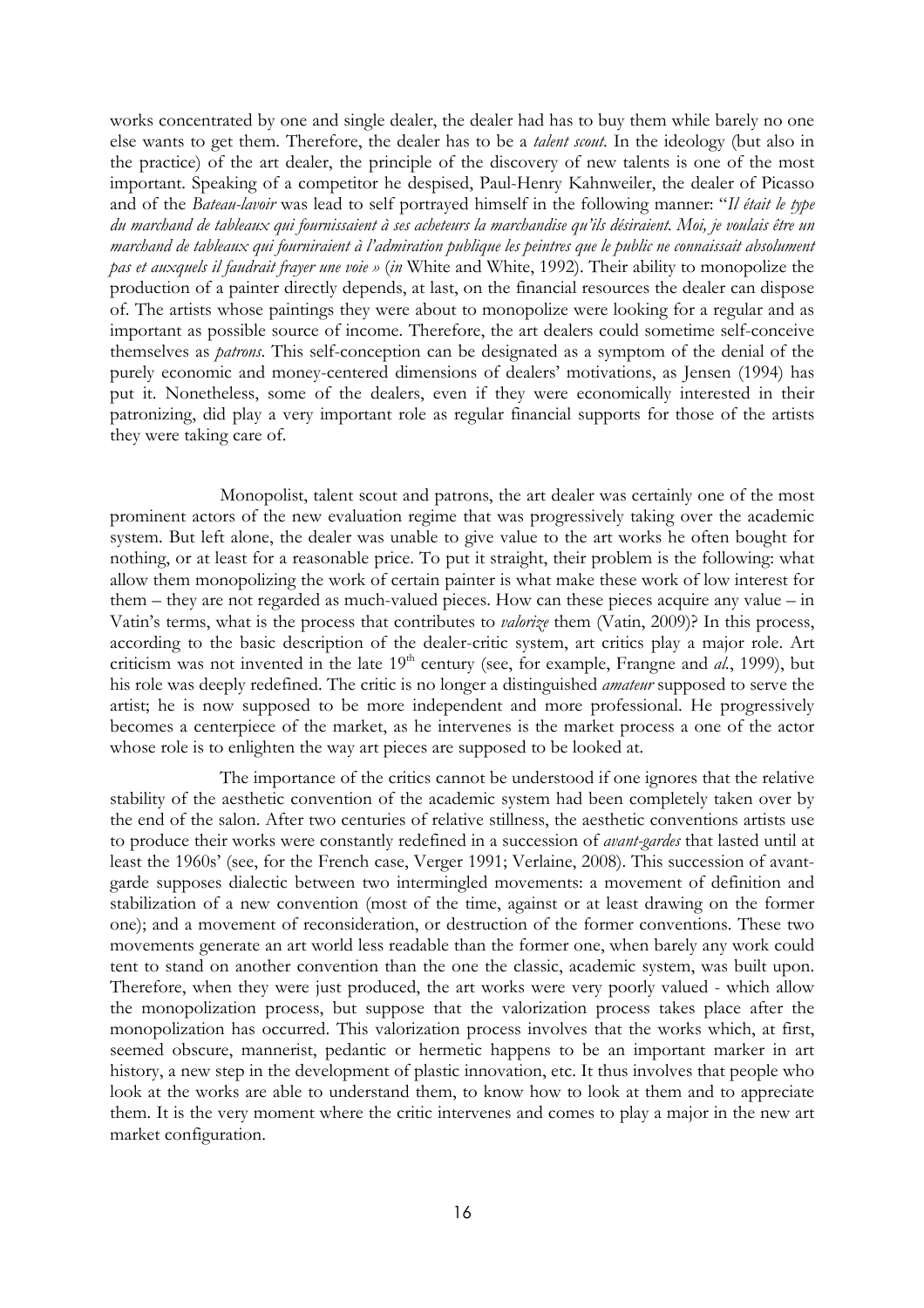works concentrated by one and single dealer, the dealer had has to buy them while barely no one else wants to get them. Therefore, the dealer has to be a *talent scout*. In the ideology (but also in the practice) of the art dealer, the principle of the discovery of new talents is one of the most important. Speaking of a competitor he despised, Paul-Henry Kahnweiler, the dealer of Picasso and of the *Bateau-lavoir* was lead to self portrayed himself in the following manner: "*Il était le type du marchand de tableaux qui fournissaient à ses acheteurs la marchandise qu'ils désiraient. Moi, je voulais être un marchand de tableaux qui fourniraient à l'admiration publique les peintres que le public ne connaissait absolument pas et auxquels il faudrait frayer une voie »* (*in* White and White, 1992). Their ability to monopolize the production of a painter directly depends, at last, on the financial resources the dealer can dispose of. The artists whose paintings they were about to monopolize were looking for a regular and as important as possible source of income. Therefore, the art dealers could sometime self-conceive themselves as *patrons*. This self-conception can be designated as a symptom of the denial of the purely economic and money-centered dimensions of dealers' motivations, as Jensen (1994) has put it. Nonetheless, some of the dealers, even if they were economically interested in their patronizing, did play a very important role as regular financial supports for those of the artists they were taking care of.

Monopolist, talent scout and patrons, the art dealer was certainly one of the most prominent actors of the new evaluation regime that was progressively taking over the academic system. But left alone, the dealer was unable to give value to the art works he often bought for nothing, or at least for a reasonable price. To put it straight, their problem is the following: what allow them monopolizing the work of certain painter is what make these work of low interest for them – they are not regarded as much-valued pieces. How can these pieces acquire any value – in Vatin's terms, what is the process that contributes to *valorize* them (Vatin, 2009)? In this process, according to the basic description of the dealer-critic system, art critics play a major role. Art criticism was not invented in the late 19th century (see, for example, Frangne and *al.*, 1999), but his role was deeply redefined. The critic is no longer a distinguished *amateur* supposed to serve the artist; he is now supposed to be more independent and more professional. He progressively becomes a centerpiece of the market, as he intervenes is the market process a one of the actor whose role is to enlighten the way art pieces are supposed to be looked at.

The importance of the critics cannot be understood if one ignores that the relative stability of the aesthetic convention of the academic system had been completely taken over by the end of the salon. After two centuries of relative stillness, the aesthetic conventions artists use to produce their works were constantly redefined in a succession of *avant-gardes* that lasted until at least the 1960s' (see, for the French case, Verger 1991; Verlaine, 2008). This succession of avant-garde supposes dialectic between two intermingled movements: a movement of definition and stabilization of a new convention (most of the time, against or at least drawing on the former one); and a movement of reconsideration, or destruction of the former conventions. These two movements generate an art world less readable than the former one, when barely any work could tent to stand on another convention than the one the classic, academic system, was built upon. Therefore, when they were just produced, the art works were very poorly valued - which allow the monopolization process, but suppose that the valorization process takes place after the monopolization has occurred. This valorization process involves that the works which, at first, seemed obscure, mannerist, pedantic or hermetic happens to be an important marker in art history, a new step in the development of plastic innovation, etc. It thus involves that people who look at the works are able to understand them, to know how to look at them and to appreciate them. It is the very moment where the critic intervenes and comes to play a major in the new art market configuration.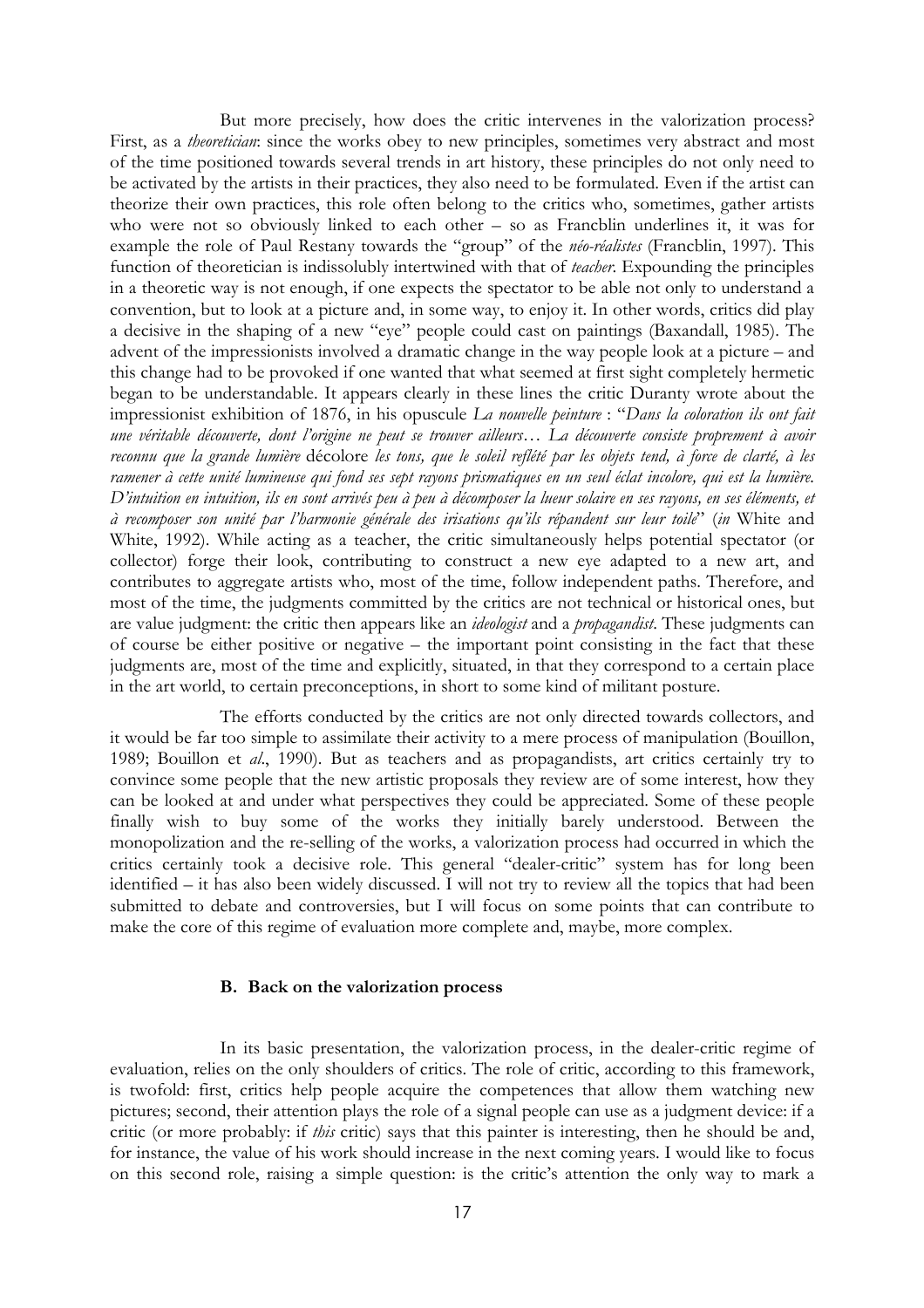But more precisely, how does the critic intervenes in the valorization process? First, as a *theoretician*: since the works obey to new principles, sometimes very abstract and most of the time positioned towards several trends in art history, these principles do not only need to be activated by the artists in their practices, they also need to be formulated. Even if the artist can theorize their own practices, this role often belong to the critics who, sometimes, gather artists who were not so obviously linked to each other – so as Francblin underlines it, it was for example the role of Paul Restany towards the "group" of the *néo-réalistes* (Francblin, 1997). This function of theoretician is indissolubly intertwined with that of *teacher*. Expounding the principles in a theoretic way is not enough, if one expects the spectator to be able not only to understand a convention, but to look at a picture and, in some way, to enjoy it. In other words, critics did play a decisive in the shaping of a new "eye" people could cast on paintings (Baxandall, 1985). The advent of the impressionists involved a dramatic change in the way people look at a picture – and this change had to be provoked if one wanted that what seemed at first sight completely hermetic began to be understandable. It appears clearly in these lines the critic Duranty wrote about the impressionist exhibition of 1876, in his opuscule *La nouvelle peinture* : "*Dans la coloration ils ont fait une véritable découverte, dont l'origine ne peut se trouver ailleurs… La découverte consiste proprement à avoir reconnu que la grande lumière* décolore *les tons, que le soleil reflété par les objets tend, à force de clarté, à les ramener à cette unité lumineuse qui fond ses sept rayons prismatiques en un seul éclat incolore, qui est la lumière. D'intuition en intuition, ils en sont arrivés peu à peu à décomposer la lueur solaire en ses rayons, en ses éléments, et à recomposer son unité par l'harmonie générale des irisations qu'ils répandent sur leur toile*" (*in* White and White, 1992). While acting as a teacher, the critic simultaneously helps potential spectator (or collector) forge their look, contributing to construct a new eye adapted to a new art, and contributes to aggregate artists who, most of the time, follow independent paths. Therefore, and most of the time, the judgments committed by the critics are not technical or historical ones, but are value judgment: the critic then appears like an *ideologist* and a *propagandist*. These judgments can of course be either positive or negative – the important point consisting in the fact that these judgments are, most of the time and explicitly, situated, in that they correspond to a certain place in the art world, to certain preconceptions, in short to some kind of militant posture.

The efforts conducted by the critics are not only directed towards collectors, and it would be far too simple to assimilate their activity to a mere process of manipulation (Bouillon, 1989; Bouillon et *al*., 1990). But as teachers and as propagandists, art critics certainly try to convince some people that the new artistic proposals they review are of some interest, how they can be looked at and under what perspectives they could be appreciated. Some of these people finally wish to buy some of the works they initially barely understood. Between the monopolization and the re-selling of the works, a valorization process had occurred in which the critics certainly took a decisive role. This general "dealer-critic" system has for long been identified – it has also been widely discussed. I will not try to review all the topics that had been submitted to debate and controversies, but I will focus on some points that can contribute to make the core of this regime of evaluation more complete and, maybe, more complex.

### B. Back on the valorization process

In its basic presentation, the valorization process, in the dealer-critic regime of evaluation, relies on the only shoulders of critics. The role of critic, according to this framework, is twofold: first, critics help people acquire the competences that allow them watching new pictures; second, their attention plays the role of a signal people can use as a judgment device: if a critic (or more probably: if *this* critic) says that this painter is interesting, then he should be and, for instance, the value of his work should increase in the next coming years. I would like to focus on this second role, raising a simple question: is the critic's attention the only way to mark a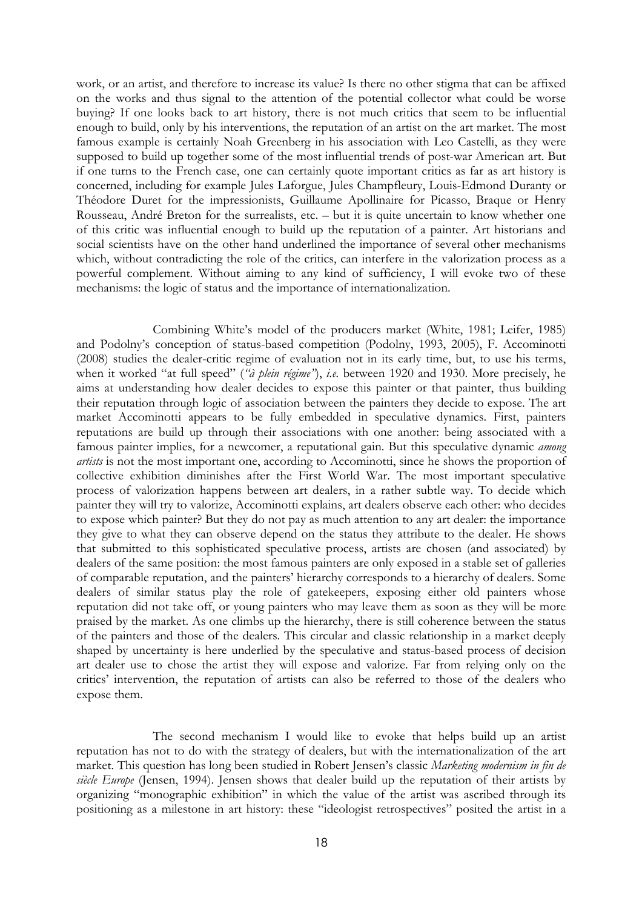work, or an artist, and therefore to increase its value? Is there no other stigma that can be affixed on the works and thus signal to the attention of the potential collector what could be worse buying? If one looks back to art history, there is not much critics that seem to be influential enough to build, only by his interventions, the reputation of an artist on the art market. The most famous example is certainly Noah Greenberg in his association with Leo Castelli, as they were supposed to build up together some of the most influential trends of post-war American art. But if one turns to the French case, one can certainly quote important critics as far as art history is concerned, including for example Jules Laforgue, Jules Champfleury, Louis-Edmond Duranty or Théodore Duret for the impressionists, Guillaume Apollinaire for Picasso, Braque or Henry Rousseau, André Breton for the surrealists, etc. – but it is quite uncertain to know whether one of this critic was influential enough to build up the reputation of a painter. Art historians and social scientists have on the other hand underlined the importance of several other mechanisms which, without contradicting the role of the critics, can interfere in the valorization process as a powerful complement. Without aiming to any kind of sufficiency, I will evoke two of these mechanisms: the logic of status and the importance of internationalization.

Combining White's model of the producers market (White, 1981; Leifer, 1985) and Podolny's conception of status-based competition (Podolny, 1993, 2005), F. Accominotti (2008) studies the dealer-critic regime of evaluation not in its early time, but, to use his terms, when it worked "at full speed" (*"à plein régime"*), *i.e.* between 1920 and 1930. More precisely, he aims at understanding how dealer decides to expose this painter or that painter, thus building their reputation through logic of association between the painters they decide to expose. The art market Accominotti appears to be fully embedded in speculative dynamics. First, painters reputations are build up through their associations with one another: being associated with a famous painter implies, for a newcomer, a reputational gain. But this speculative dynamic *among artists* is not the most important one, according to Accominotti, since he shows the proportion of collective exhibition diminishes after the First World War. The most important speculative process of valorization happens between art dealers, in a rather subtle way. To decide which painter they will try to valorize, Accominotti explains, art dealers observe each other: who decides to expose which painter? But they do not pay as much attention to any art dealer: the importance they give to what they can observe depend on the status they attribute to the dealer. He shows that submitted to this sophisticated speculative process, artists are chosen (and associated) by dealers of the same position: the most famous painters are only exposed in a stable set of galleries of comparable reputation, and the painters' hierarchy corresponds to a hierarchy of dealers. Some dealers of similar status play the role of gatekeepers, exposing either old painters whose reputation did not take off, or young painters who may leave them as soon as they will be more praised by the market. As one climbs up the hierarchy, there is still coherence between the status of the painters and those of the dealers. This circular and classic relationship in a market deeply shaped by uncertainty is here underlied by the speculative and status-based process of decision art dealer use to chose the artist they will expose and valorize. Far from relying only on the critics' intervention, the reputation of artists can also be referred to those of the dealers who expose them.

The second mechanism I would like to evoke that helps build up an artist reputation has not to do with the strategy of dealers, but with the internationalization of the art market. This question has long been studied in Robert Jensen's classic *Marketing modernism in fin de siècle Europe* (Jensen, 1994). Jensen shows that dealer build up the reputation of their artists by organizing "monographic exhibition" in which the value of the artist was ascribed through its positioning as a milestone in art history: these "ideologist retrospectives" posited the artist in a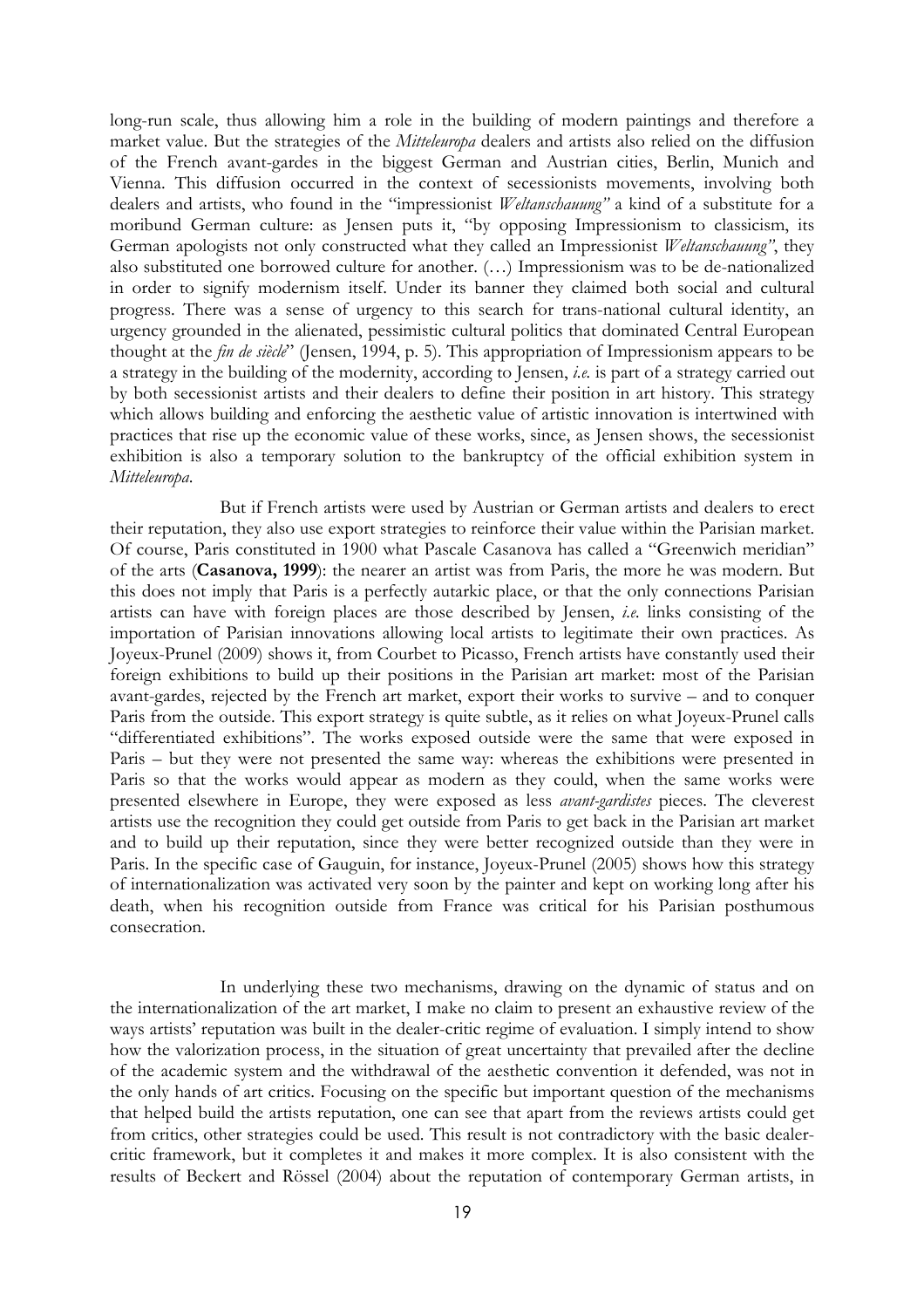long-run scale, thus allowing him a role in the building of modern paintings and therefore a market value. But the strategies of the *Mitteleuropa* dealers and artists also relied on the diffusion of the French avant-gardes in the biggest German and Austrian cities, Berlin, Munich and Vienna. This diffusion occurred in the context of secessionists movements, involving both dealers and artists, who found in the "impressionist *Weltanschauung"* a kind of a substitute for a moribund German culture: as Jensen puts it, "by opposing Impressionism to classicism, its German apologists not only constructed what they called an Impressionist *Weltanschauung"*, they also substituted one borrowed culture for another. (…) Impressionism was to be de-nationalized in order to signify modernism itself. Under its banner they claimed both social and cultural progress. There was a sense of urgency to this search for trans-national cultural identity, an urgency grounded in the alienated, pessimistic cultural politics that dominated Central European thought at the *fin de siècle*" (Jensen, 1994, p. 5). This appropriation of Impressionism appears to be a strategy in the building of the modernity, according to Jensen, *i.e.* is part of a strategy carried out by both secessionist artists and their dealers to define their position in art history. This strategy which allows building and enforcing the aesthetic value of artistic innovation is intertwined with practices that rise up the economic value of these works, since, as Jensen shows, the secessionist exhibition is also a temporary solution to the bankruptcy of the official exhibition system in *Mitteleuropa*.

But if French artists were used by Austrian or German artists and dealers to erect their reputation, they also use export strategies to reinforce their value within the Parisian market. Of course, Paris constituted in 1900 what Pascale Casanova has called a "Greenwich meridian" of the arts (**Casanova, 1999**): the nearer an artist was from Paris, the more he was modern. But this does not imply that Paris is a perfectly autarkic place, or that the only connections Parisian artists can have with foreign places are those described by Jensen, *i.e.* links consisting of the importation of Parisian innovations allowing local artists to legitimate their own practices. As Joyeux-Prunel (2009) shows it, from Courbet to Picasso, French artists have constantly used their foreign exhibitions to build up their positions in the Parisian art market: most of the Parisian avant-gardes, rejected by the French art market, export their works to survive – and to conquer Paris from the outside. This export strategy is quite subtle, as it relies on what Joyeux-Prunel calls "differentiated exhibitions". The works exposed outside were the same that were exposed in Paris – but they were not presented the same way: whereas the exhibitions were presented in Paris so that the works would appear as modern as they could, when the same works were presented elsewhere in Europe, they were exposed as less *avant-gardistes* pieces. The cleverest artists use the recognition they could get outside from Paris to get back in the Parisian art market and to build up their reputation, since they were better recognized outside than they were in Paris. In the specific case of Gauguin, for instance, Joyeux-Prunel (2005) shows how this strategy of internationalization was activated very soon by the painter and kept on working long after his death, when his recognition outside from France was critical for his Parisian posthumous consecration.

In underlying these two mechanisms, drawing on the dynamic of status and on the internationalization of the art market, I make no claim to present an exhaustive review of the ways artists' reputation was built in the dealer-critic regime of evaluation. I simply intend to show how the valorization process, in the situation of great uncertainty that prevailed after the decline of the academic system and the withdrawal of the aesthetic convention it defended, was not in the only hands of art critics. Focusing on the specific but important question of the mechanisms that helped build the artists reputation, one can see that apart from the reviews artists could get from critics, other strategies could be used. This result is not contradictory with the basic dealer-critic framework, but it completes it and makes it more complex. It is also consistent with the results of Beckert and Rössel (2004) about the reputation of contemporary German artists, in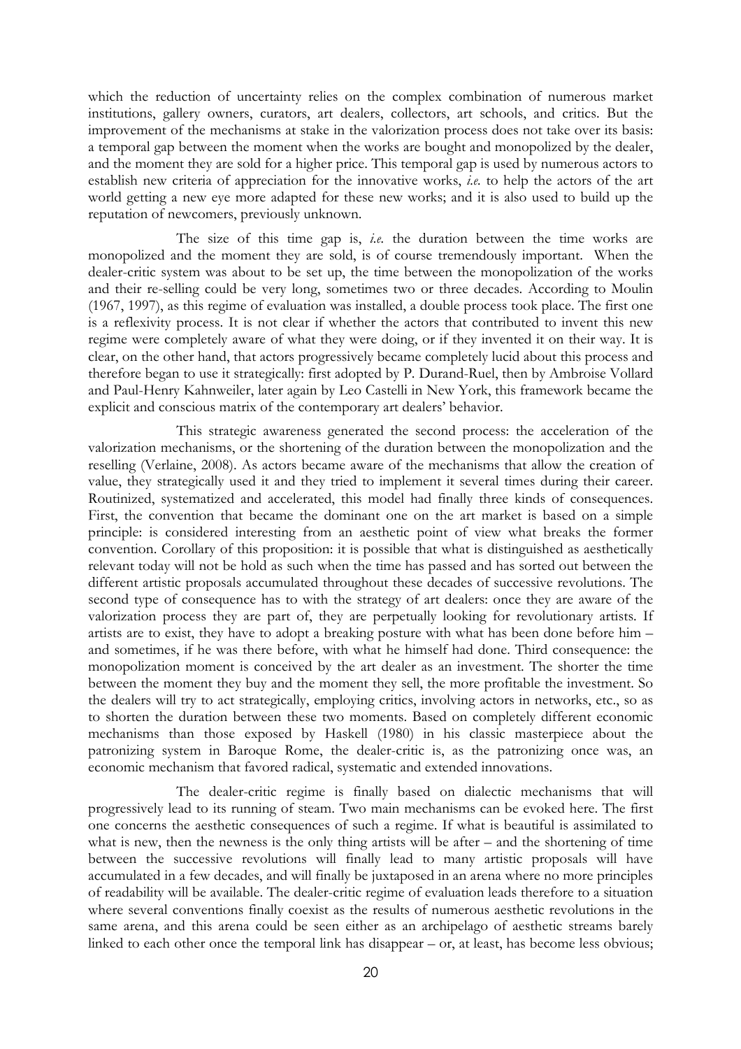which the reduction of uncertainty relies on the complex combination of numerous market institutions, gallery owners, curators, art dealers, collectors, art schools, and critics. But the improvement of the mechanisms at stake in the valorization process does not take over its basis: a temporal gap between the moment when the works are bought and monopolized by the dealer, and the moment they are sold for a higher price. This temporal gap is used by numerous actors to establish new criteria of appreciation for the innovative works, *i.e.* to help the actors of the art world getting a new eye more adapted for these new works; and it is also used to build up the reputation of newcomers, previously unknown.

The size of this time gap is, *i.e.* the duration between the time works are monopolized and the moment they are sold, is of course tremendously important. When the dealer-critic system was about to be set up, the time between the monopolization of the works and their re-selling could be very long, sometimes two or three decades. According to Moulin (1967, 1997), as this regime of evaluation was installed, a double process took place. The first one is a reflexivity process. It is not clear if whether the actors that contributed to invent this new regime were completely aware of what they were doing, or if they invented it on their way. It is clear, on the other hand, that actors progressively became completely lucid about this process and therefore began to use it strategically: first adopted by P. Durand-Ruel, then by Ambroise Vollard and Paul-Henry Kahnweiler, later again by Leo Castelli in New York, this framework became the explicit and conscious matrix of the contemporary art dealers' behavior.

This strategic awareness generated the second process: the acceleration of the valorization mechanisms, or the shortening of the duration between the monopolization and the reselling (Verlaine, 2008). As actors became aware of the mechanisms that allow the creation of value, they strategically used it and they tried to implement it several times during their career. Routinized, systematized and accelerated, this model had finally three kinds of consequences. First, the convention that became the dominant one on the art market is based on a simple principle: is considered interesting from an aesthetic point of view what breaks the former convention. Corollary of this proposition: it is possible that what is distinguished as aesthetically relevant today will not be hold as such when the time has passed and has sorted out between the different artistic proposals accumulated throughout these decades of successive revolutions. The second type of consequence has to with the strategy of art dealers: once they are aware of the valorization process they are part of, they are perpetually looking for revolutionary artists. If artists are to exist, they have to adopt a breaking posture with what has been done before him – and sometimes, if he was there before, with what he himself had done. Third consequence: the monopolization moment is conceived by the art dealer as an investment. The shorter the time between the moment they buy and the moment they sell, the more profitable the investment. So the dealers will try to act strategically, employing critics, involving actors in networks, etc., so as to shorten the duration between these two moments. Based on completely different economic mechanisms than those exposed by Haskell (1980) in his classic masterpiece about the patronizing system in Baroque Rome, the dealer-critic is, as the patronizing once was, an economic mechanism that favored radical, systematic and extended innovations.

The dealer-critic regime is finally based on dialectic mechanisms that will progressively lead to its running of steam. Two main mechanisms can be evoked here. The first one concerns the aesthetic consequences of such a regime. If what is beautiful is assimilated to what is new, then the newness is the only thing artists will be after – and the shortening of time between the successive revolutions will finally lead to many artistic proposals will have accumulated in a few decades, and will finally be juxtaposed in an arena where no more principles of readability will be available. The dealer-critic regime of evaluation leads therefore to a situation where several conventions finally coexist as the results of numerous aesthetic revolutions in the same arena, and this arena could be seen either as an archipelago of aesthetic streams barely linked to each other once the temporal link has disappear – or, at least, has become less obvious;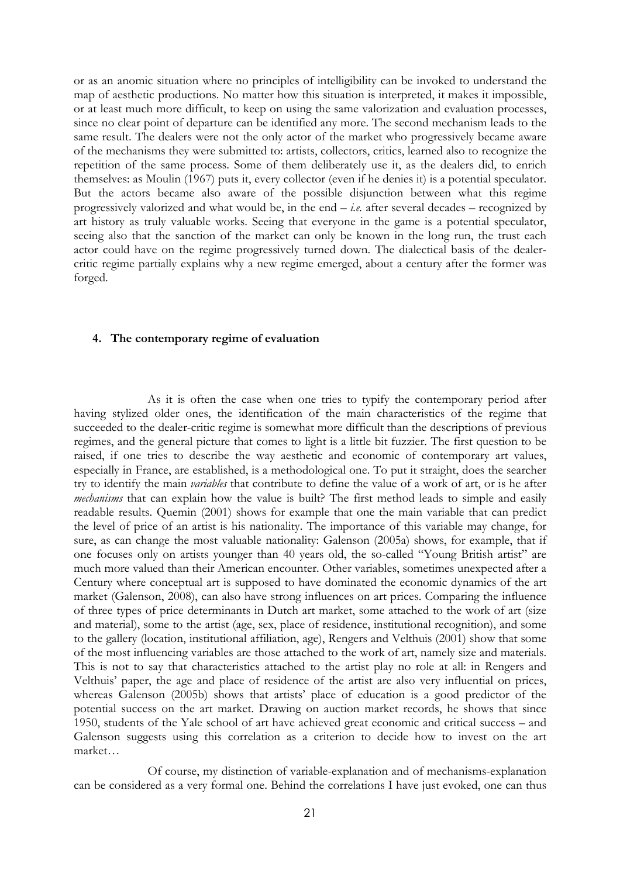or as an anomic situation where no principles of intelligibility can be invoked to understand the map of aesthetic productions. No matter how this situation is interpreted, it makes it impossible, or at least much more difficult, to keep on using the same valorization and evaluation processes, since no clear point of departure can be identified any more. The second mechanism leads to the same result. The dealers were not the only actor of the market who progressively became aware of the mechanisms they were submitted to: artists, collectors, critics, learned also to recognize the repetition of the same process. Some of them deliberately use it, as the dealers did, to enrich themselves: as Moulin (1967) puts it, every collector (even if he denies it) is a potential speculator. But the actors became also aware of the possible disjunction between what this regime progressively valorized and what would be, in the end – *i.e.* after several decades – recognized by art history as truly valuable works. Seeing that everyone in the game is a potential speculator, seeing also that the sanction of the market can only be known in the long run, the trust each actor could have on the regime progressively turned down. The dialectical basis of the dealer-critic regime partially explains why a new regime emerged, about a century after the former was forged.

## 4. The contemporary regime of evaluation

As it is often the case when one tries to typify the contemporary period after having stylized older ones, the identification of the main characteristics of the regime that succeeded to the dealer-critic regime is somewhat more difficult than the descriptions of previous regimes, and the general picture that comes to light is a little bit fuzzier. The first question to be raised, if one tries to describe the way aesthetic and economic of contemporary art values, especially in France, are established, is a methodological one. To put it straight, does the searcher try to identify the main *variables* that contribute to define the value of a work of art, or is he after *mechanisms* that can explain how the value is built? The first method leads to simple and easily readable results. Quemin (2001) shows for example that one the main variable that can predict the level of price of an artist is his nationality. The importance of this variable may change, for sure, as can change the most valuable nationality: Galenson (2005a) shows, for example, that if one focuses only on artists younger than 40 years old, the so-called "Young British artist" are much more valued than their American encounter. Other variables, sometimes unexpected after a Century where conceptual art is supposed to have dominated the economic dynamics of the art market (Galenson, 2008), can also have strong influences on art prices. Comparing the influence of three types of price determinants in Dutch art market, some attached to the work of art (size and material), some to the artist (age, sex, place of residence, institutional recognition), and some to the gallery (location, institutional affiliation, age), Rengers and Velthuis (2001) show that some of the most influencing variables are those attached to the work of art, namely size and materials. This is not to say that characteristics attached to the artist play no role at all: in Rengers and Velthuis' paper, the age and place of residence of the artist are also very influential on prices, whereas Galenson (2005b) shows that artists' place of education is a good predictor of the potential success on the art market. Drawing on auction market records, he shows that since 1950, students of the Yale school of art have achieved great economic and critical success – and Galenson suggests using this correlation as a criterion to decide how to invest on the art market…

Of course, my distinction of variable-explanation and of mechanisms-explanation can be considered as a very formal one. Behind the correlations I have just evoked, one can thus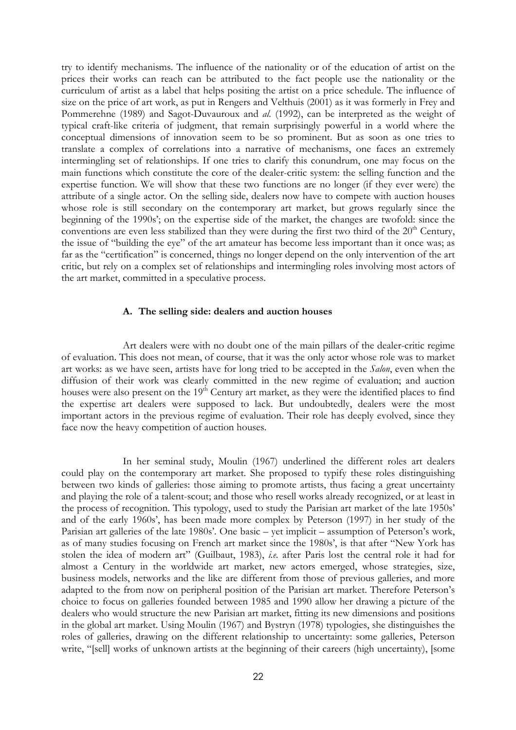try to identify mechanisms. The influence of the nationality or of the education of artist on the prices their works can reach can be attributed to the fact people use the nationality or the curriculum of artist as a label that helps positing the artist on a price schedule. The influence of size on the price of art work, as put in Rengers and Velthuis (2001) as it was formerly in Frey and Pommerehne (1989) and Sagot-Duvauroux and *al.* (1992), can be interpreted as the weight of typical craft-like criteria of judgment, that remain surprisingly powerful in a world where the conceptual dimensions of innovation seem to be so prominent. But as soon as one tries to translate a complex of correlations into a narrative of mechanisms, one faces an extremely intermingling set of relationships. If one tries to clarify this conundrum, one may focus on the main functions which constitute the core of the dealer-critic system: the selling function and the expertise function. We will show that these two functions are no longer (if they ever were) the attribute of a single actor. On the selling side, dealers now have to compete with auction houses whose role is still secondary on the contemporary art market, but grows regularly since the beginning of the 1990s'; on the expertise side of the market, the changes are twofold: since the conventions are even less stabilized than they were during the first two third of the 20th Century, the issue of "building the eye" of the art amateur has become less important than it once was; as far as the "certification" is concerned, things no longer depend on the only intervention of the art critic, but rely on a complex set of relationships and intermingling roles involving most actors of the art market, committed in a speculative process.

### A. The selling side: dealers and auction houses

Art dealers were with no doubt one of the main pillars of the dealer-critic regime of evaluation. This does not mean, of course, that it was the only actor whose role was to market art works: as we have seen, artists have for long tried to be accepted in the *Salon*, even when the diffusion of their work was clearly committed in the new regime of evaluation; and auction houses were also present on the 19th Century art market, as they were the identified places to find the expertise art dealers were supposed to lack. But undoubtedly, dealers were the most important actors in the previous regime of evaluation. Their role has deeply evolved, since they face now the heavy competition of auction houses.

In her seminal study, Moulin (1967) underlined the different roles art dealers could play on the contemporary art market. She proposed to typify these roles distinguishing between two kinds of galleries: those aiming to promote artists, thus facing a great uncertainty and playing the role of a talent-scout; and those who resell works already recognized, or at least in the process of recognition. This typology, used to study the Parisian art market of the late 1950s' and of the early 1960s', has been made more complex by Peterson (1997) in her study of the Parisian art galleries of the late 1980s'. One basic – yet implicit – assumption of Peterson's work, as of many studies focusing on French art market since the 1980s', is that after "New York has stolen the idea of modern art" (Guilbaut, 1983), *i.e.* after Paris lost the central role it had for almost a Century in the worldwide art market, new actors emerged, whose strategies, size, business models, networks and the like are different from those of previous galleries, and more adapted to the from now on peripheral position of the Parisian art market. Therefore Peterson's choice to focus on galleries founded between 1985 and 1990 allow her drawing a picture of the dealers who would structure the new Parisian art market, fitting its new dimensions and positions in the global art market. Using Moulin (1967) and Bystryn (1978) typologies, she distinguishes the roles of galleries, drawing on the different relationship to uncertainty: some galleries, Peterson write, "[sell] works of unknown artists at the beginning of their careers (high uncertainty), [some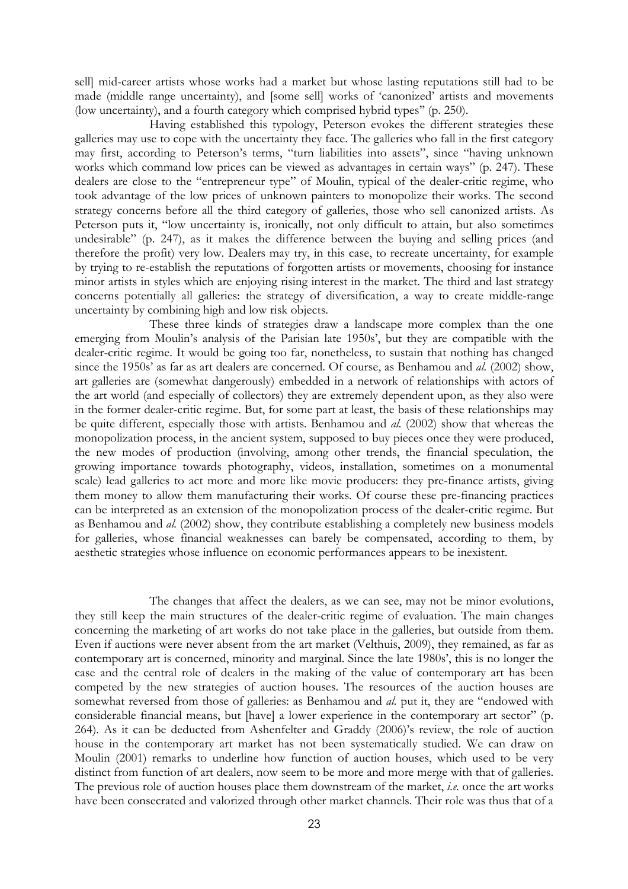sell] mid-career artists whose works had a market but whose lasting reputations still had to be made (middle range uncertainty), and [some sell] works of 'canonized' artists and movements (low uncertainty), and a fourth category which comprised hybrid types" (p. 250).

Having established this typology, Peterson evokes the different strategies these galleries may use to cope with the uncertainty they face. The galleries who fall in the first category may first, according to Peterson's terms, "turn liabilities into assets", since "having unknown works which command low prices can be viewed as advantages in certain ways" (p. 247). These dealers are close to the "entrepreneur type" of Moulin, typical of the dealer-critic regime, who took advantage of the low prices of unknown painters to monopolize their works. The second strategy concerns before all the third category of galleries, those who sell canonized artists. As Peterson puts it, "low uncertainty is, ironically, not only difficult to attain, but also sometimes undesirable" (p. 247), as it makes the difference between the buying and selling prices (and therefore the profit) very low. Dealers may try, in this case, to recreate uncertainty, for example by trying to re-establish the reputations of forgotten artists or movements, choosing for instance minor artists in styles which are enjoying rising interest in the market. The third and last strategy concerns potentially all galleries: the strategy of diversification, a way to create middle-range uncertainty by combining high and low risk objects.

These three kinds of strategies draw a landscape more complex than the one emerging from Moulin's analysis of the Parisian late 1950s', but they are compatible with the dealer-critic regime. It would be going too far, nonetheless, to sustain that nothing has changed since the 1950s' as far as art dealers are concerned. Of course, as Benhamou and *al.* (2002) show, art galleries are (somewhat dangerously) embedded in a network of relationships with actors of the art world (and especially of collectors) they are extremely dependent upon, as they also were in the former dealer-critic regime. But, for some part at least, the basis of these relationships may be quite different, especially those with artists. Benhamou and *al.* (2002) show that whereas the monopolization process, in the ancient system, supposed to buy pieces once they were produced, the new modes of production (involving, among other trends, the financial speculation, the growing importance towards photography, videos, installation, sometimes on a monumental scale) lead galleries to act more and more like movie producers: they pre-finance artists, giving them money to allow them manufacturing their works. Of course these pre-financing practices can be interpreted as an extension of the monopolization process of the dealer-critic regime. But as Benhamou and *al.* (2002) show, they contribute establishing a completely new business models for galleries, whose financial weaknesses can barely be compensated, according to them, by aesthetic strategies whose influence on economic performances appears to be inexistent.

The changes that affect the dealers, as we can see, may not be minor evolutions, they still keep the main structures of the dealer-critic regime of evaluation. The main changes concerning the marketing of art works do not take place in the galleries, but outside from them. Even if auctions were never absent from the art market (Velthuis, 2009), they remained, as far as contemporary art is concerned, minority and marginal. Since the late 1980s', this is no longer the case and the central role of dealers in the making of the value of contemporary art has been competed by the new strategies of auction houses. The resources of the auction houses are somewhat reversed from those of galleries: as Benhamou and *al.* put it, they are "endowed with considerable financial means, but [have] a lower experience in the contemporary art sector" (p. 264). As it can be deducted from Ashenfelter and Graddy (2006)'s review, the role of auction house in the contemporary art market has not been systematically studied. We can draw on Moulin (2001) remarks to underline how function of auction houses, which used to be very distinct from function of art dealers, now seem to be more and more merge with that of galleries. The previous role of auction houses place them downstream of the market, *i.e.* once the art works have been consecrated and valorized through other market channels. Their role was thus that of a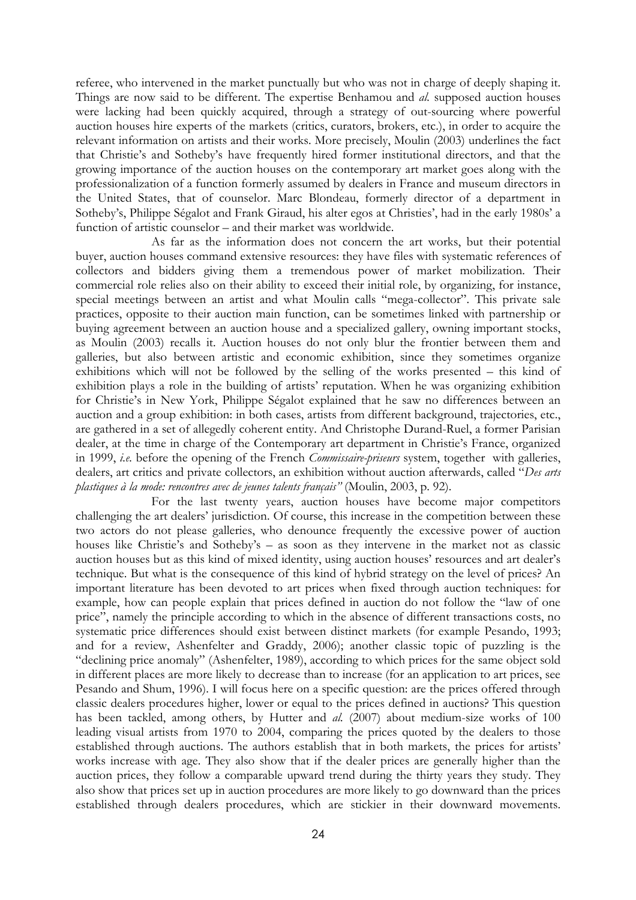referee, who intervened in the market punctually but who was not in charge of deeply shaping it. Things are now said to be different. The expertise Benhamou and *al.* supposed auction houses were lacking had been quickly acquired, through a strategy of out-sourcing where powerful auction houses hire experts of the markets (critics, curators, brokers, etc.), in order to acquire the relevant information on artists and their works. More precisely, Moulin (2003) underlines the fact that Christie's and Sotheby's have frequently hired former institutional directors, and that the growing importance of the auction houses on the contemporary art market goes along with the professionalization of a function formerly assumed by dealers in France and museum directors in the United States, that of counselor. Marc Blondeau, formerly director of a department in Sotheby's, Philippe Ségalot and Frank Giraud, his alter egos at Christies', had in the early 1980s' a function of artistic counselor – and their market was worldwide.

As far as the information does not concern the art works, but their potential buyer, auction houses command extensive resources: they have files with systematic references of collectors and bidders giving them a tremendous power of market mobilization. Their commercial role relies also on their ability to exceed their initial role, by organizing, for instance, special meetings between an artist and what Moulin calls "mega-collector". This private sale practices, opposite to their auction main function, can be sometimes linked with partnership or buying agreement between an auction house and a specialized gallery, owning important stocks, as Moulin (2003) recalls it. Auction houses do not only blur the frontier between them and galleries, but also between artistic and economic exhibition, since they sometimes organize exhibitions which will not be followed by the selling of the works presented – this kind of exhibition plays a role in the building of artists' reputation. When he was organizing exhibition for Christie's in New York, Philippe Ségalot explained that he saw no differences between an auction and a group exhibition: in both cases, artists from different background, trajectories, etc., are gathered in a set of allegedly coherent entity. And Christophe Durand-Ruel, a former Parisian dealer, at the time in charge of the Contemporary art department in Christie's France, organized in 1999, *i.e.* before the opening of the French *Commissaire-priseurs* system, together with galleries, dealers, art critics and private collectors, an exhibition without auction afterwards, called "*Des arts plastiques à la mode: rencontres avec de jeunes talents français"* (Moulin, 2003, p. 92).

For the last twenty years, auction houses have become major competitors challenging the art dealers' jurisdiction. Of course, this increase in the competition between these two actors do not please galleries, who denounce frequently the excessive power of auction houses like Christie's and Sotheby's – as soon as they intervene in the market not as classic auction houses but as this kind of mixed identity, using auction houses' resources and art dealer's technique. But what is the consequence of this kind of hybrid strategy on the level of prices? An important literature has been devoted to art prices when fixed through auction techniques: for example, how can people explain that prices defined in auction do not follow the "law of one price", namely the principle according to which in the absence of different transactions costs, no systematic price differences should exist between distinct markets (for example Pesando, 1993; and for a review, Ashenfelter and Graddy, 2006); another classic topic of puzzling is the "declining price anomaly" (Ashenfelter, 1989), according to which prices for the same object sold in different places are more likely to decrease than to increase (for an application to art prices, see Pesando and Shum, 1996). I will focus here on a specific question: are the prices offered through classic dealers procedures higher, lower or equal to the prices defined in auctions? This question has been tackled, among others, by Hutter and *al.* (2007) about medium-size works of 100 leading visual artists from 1970 to 2004, comparing the prices quoted by the dealers to those established through auctions. The authors establish that in both markets, the prices for artists' works increase with age. They also show that if the dealer prices are generally higher than the auction prices, they follow a comparable upward trend during the thirty years they study. They also show that prices set up in auction procedures are more likely to go downward than the prices established through dealers procedures, which are stickier in their downward movements.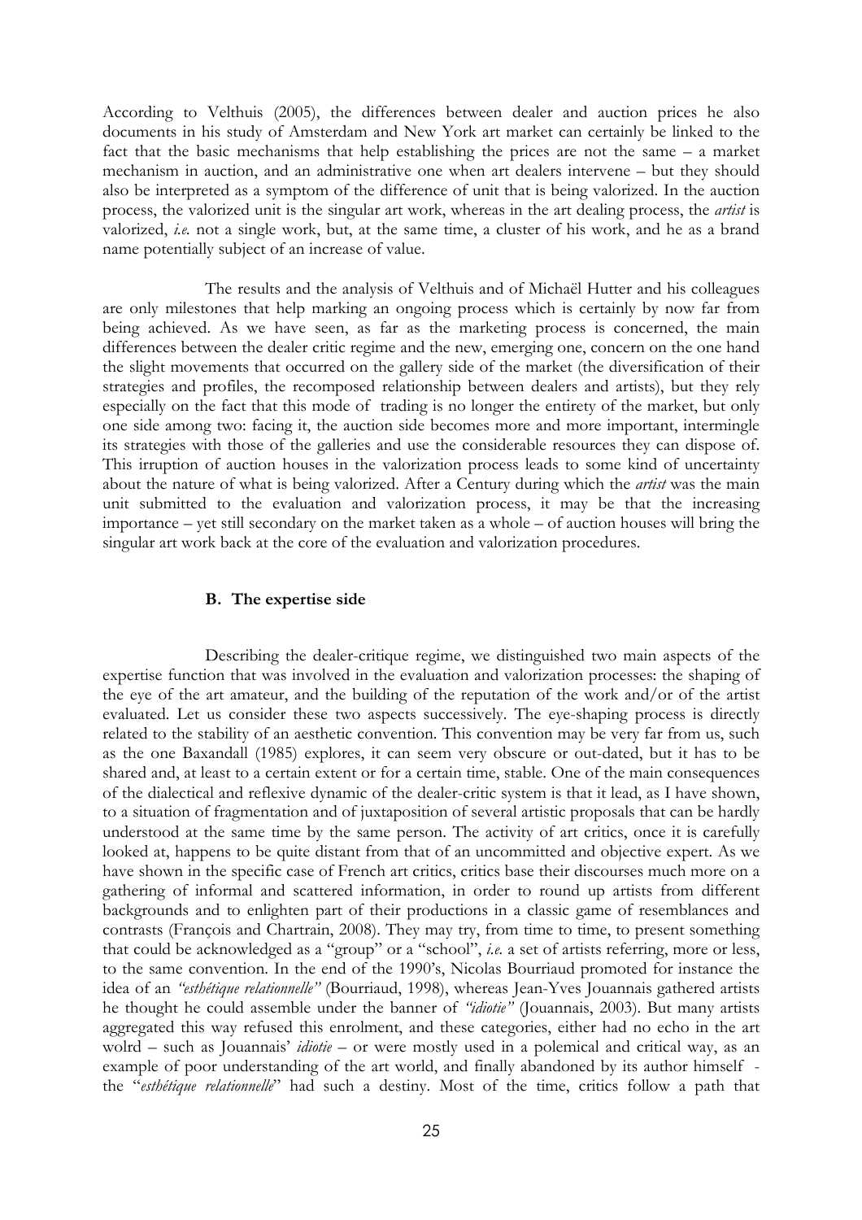According to Velthuis (2005), the differences between dealer and auction prices he also documents in his study of Amsterdam and New York art market can certainly be linked to the fact that the basic mechanisms that help establishing the prices are not the same – a market mechanism in auction, and an administrative one when art dealers intervene – but they should also be interpreted as a symptom of the difference of unit that is being valorized. In the auction process, the valorized unit is the singular art work, whereas in the art dealing process, the *artist* is valorized, *i.e.* not a single work, but, at the same time, a cluster of his work, and he as a brand name potentially subject of an increase of value.

The results and the analysis of Velthuis and of Michaël Hutter and his colleagues are only milestones that help marking an ongoing process which is certainly by now far from being achieved. As we have seen, as far as the marketing process is concerned, the main differences between the dealer critic regime and the new, emerging one, concern on the one hand the slight movements that occurred on the gallery side of the market (the diversification of their strategies and profiles, the recomposed relationship between dealers and artists), but they rely especially on the fact that this mode of trading is no longer the entirety of the market, but only one side among two: facing it, the auction side becomes more and more important, intermingle its strategies with those of the galleries and use the considerable resources they can dispose of. This irruption of auction houses in the valorization process leads to some kind of uncertainty about the nature of what is being valorized. After a Century during which the *artist* was the main unit submitted to the evaluation and valorization process, it may be that the increasing importance – yet still secondary on the market taken as a whole – of auction houses will bring the singular art work back at the core of the evaluation and valorization procedures.

### B. The expertise side

Describing the dealer-critique regime, we distinguished two main aspects of the expertise function that was involved in the evaluation and valorization processes: the shaping of the eye of the art amateur, and the building of the reputation of the work and/or of the artist evaluated. Let us consider these two aspects successively. The eye-shaping process is directly related to the stability of an aesthetic convention. This convention may be very far from us, such as the one Baxandall (1985) explores, it can seem very obscure or out-dated, but it has to be shared and, at least to a certain extent or for a certain time, stable. One of the main consequences of the dialectical and reflexive dynamic of the dealer-critic system is that it lead, as I have shown, to a situation of fragmentation and of juxtaposition of several artistic proposals that can be hardly understood at the same time by the same person. The activity of art critics, once it is carefully looked at, happens to be quite distant from that of an uncommitted and objective expert. As we have shown in the specific case of French art critics, critics base their discourses much more on a gathering of informal and scattered information, in order to round up artists from different backgrounds and to enlighten part of their productions in a classic game of resemblances and contrasts (François and Chartrain, 2008). They may try, from time to time, to present something that could be acknowledged as a "group" or a "school", *i.e.* a set of artists referring, more or less, to the same convention. In the end of the 1990's, Nicolas Bourriaud promoted for instance the idea of an *"esthétique relationnelle"* (Bourriaud, 1998), whereas Jean-Yves Jouannais gathered artists he thought he could assemble under the banner of *"idiotie"* (Jouannais, 2003). But many artists aggregated this way refused this enrolment, and these categories, either had no echo in the art wolrd – such as Jouannais' *idiotie* – or were mostly used in a polemical and critical way, as an example of poor understanding of the art world, and finally abandoned by its author himself - the "*esthétique relationnelle*" had such a destiny. Most of the time, critics follow a path that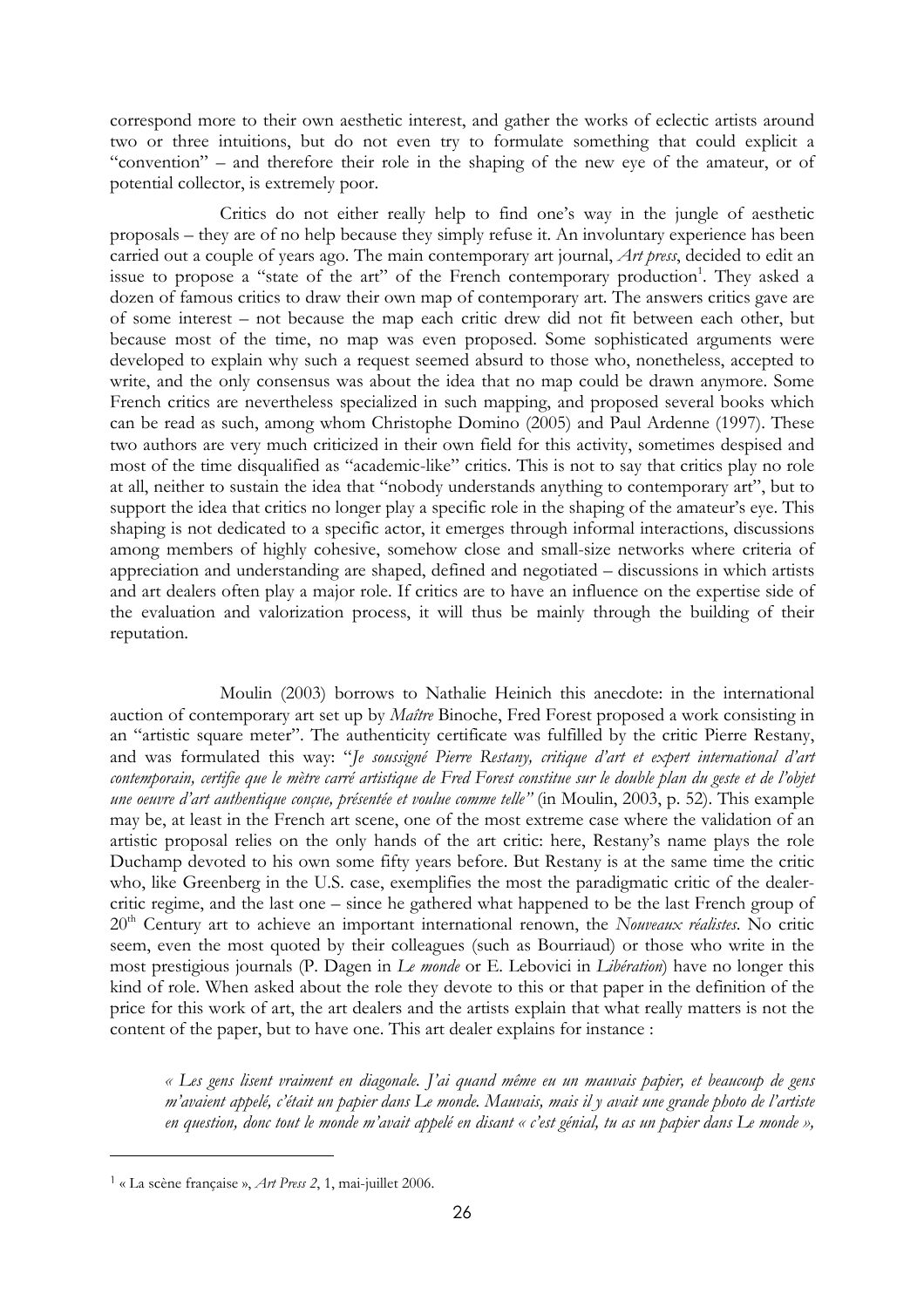correspond more to their own aesthetic interest, and gather the works of eclectic artists around two or three intuitions, but do not even try to formulate something that could explicit a "convention" – and therefore their role in the shaping of the new eye of the amateur, or of potential collector, is extremely poor.

Critics do not either really help to find one's way in the jungle of aesthetic proposals – they are of no help because they simply refuse it. An involuntary experience has been carried out a couple of years ago. The main contemporary art journal, *Art press*, decided to edit an issue to propose a "state of the art" of the French contemporary production[1]. They asked a dozen of famous critics to draw their own map of contemporary art. The answers critics gave are of some interest – not because the map each critic drew did not fit between each other, but because most of the time, no map was even proposed. Some sophisticated arguments were developed to explain why such a request seemed absurd to those who, nonetheless, accepted to write, and the only consensus was about the idea that no map could be drawn anymore. Some French critics are nevertheless specialized in such mapping, and proposed several books which can be read as such, among whom Christophe Domino (2005) and Paul Ardenne (1997). These two authors are very much criticized in their own field for this activity, sometimes despised and most of the time disqualified as "academic-like" critics. This is not to say that critics play no role at all, neither to sustain the idea that "nobody understands anything to contemporary art", but to support the idea that critics no longer play a specific role in the shaping of the amateur's eye. This shaping is not dedicated to a specific actor, it emerges through informal interactions, discussions among members of highly cohesive, somehow close and small-size networks where criteria of appreciation and understanding are shaped, defined and negotiated – discussions in which artists and art dealers often play a major role. If critics are to have an influence on the expertise side of the evaluation and valorization process, it will thus be mainly through the building of their reputation.

Moulin (2003) borrows to Nathalie Heinich this anecdote: in the international auction of contemporary art set up by *Maître* Binoche, Fred Forest proposed a work consisting in an "artistic square meter". The authenticity certificate was fulfilled by the critic Pierre Restany, and was formulated this way: "*Je soussigné Pierre Restany, critique d'art et expert international d'art contemporain, certifie que le mètre carré artistique de Fred Forest constitue sur le double plan du geste et de l'objet une oeuvre d'art authentique conçue, présentée et voulue comme telle"* (in Moulin, 2003, p. 52). This example may be, at least in the French art scene, one of the most extreme case where the validation of an artistic proposal relies on the only hands of the art critic: here, Restany's name plays the role Duchamp devoted to his own some fifty years before. But Restany is at the same time the critic who, like Greenberg in the U.S. case, exemplifies the most the paradigmatic critic of the dealer-critic regime, and the last one – since he gathered what happened to be the last French group of 20th Century art to achieve an important international renown, the *Nouveaux réalistes*. No critic seem, even the most quoted by their colleagues (such as Bourriaud) or those who write in the most prestigious journals (P. Dagen in *Le monde* or E. Lebovici in *Libération*) have no longer this kind of role. When asked about the role they devote to this or that paper in the definition of the price for this work of art, the art dealers and the artists explain that what really matters is not the content of the paper, but to have one. This art dealer explains for instance :

> *« Les gens lisent vraiment en diagonale. J'ai quand même eu un mauvais papier, et beaucoup de gens m'avaient appelé, c'était un papier dans Le monde. Mauvais, mais il y avait une grande photo de l'artiste en question, donc tout le monde m'avait appelé en disant « c'est génial, tu as un papier dans Le monde »,*

[1] « La scène française », *Art Press 2*, 1, mai-juillet 2006.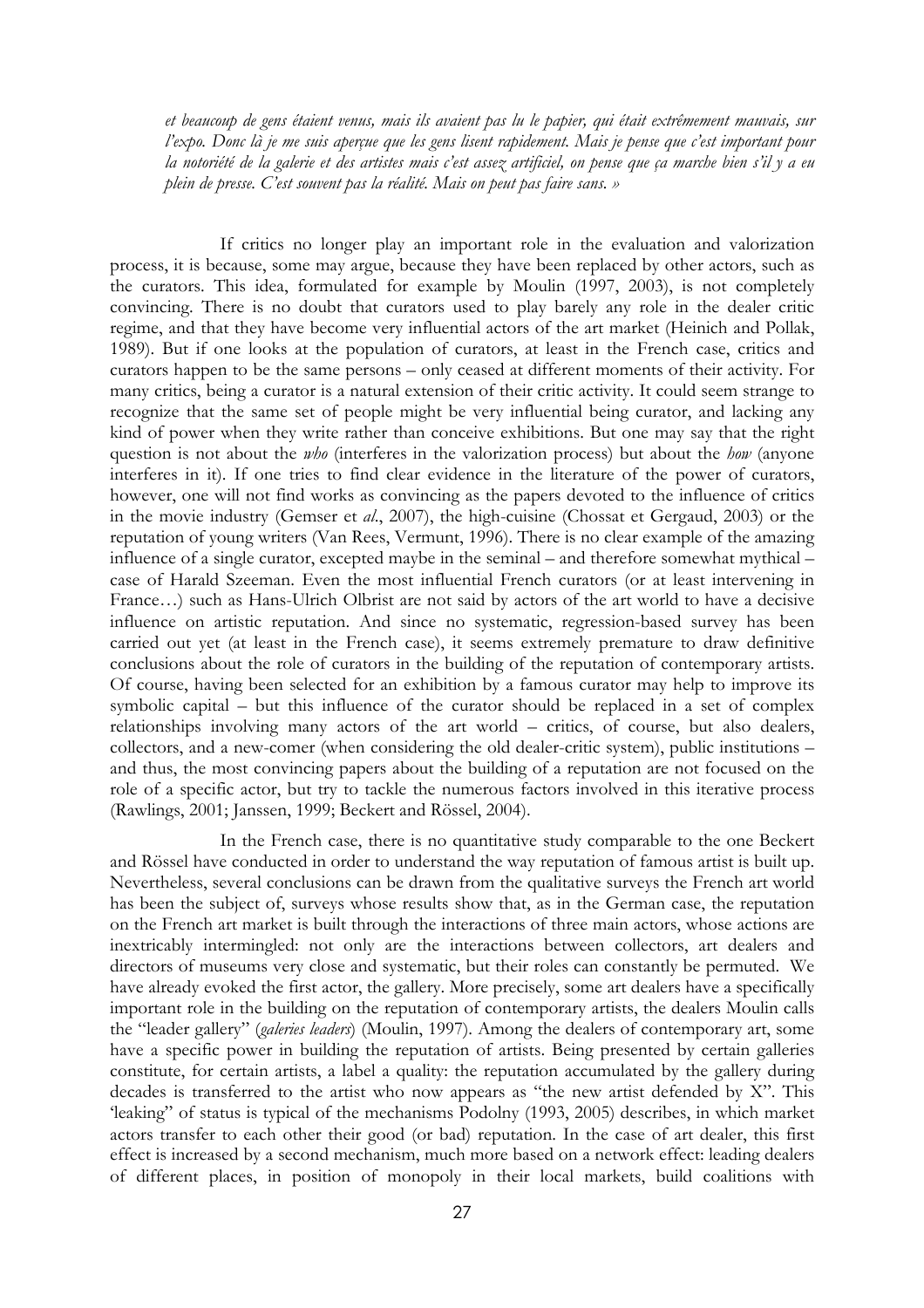*et beaucoup de gens étaient venus, mais ils avaient pas lu le papier, qui était extrêmement mauvais, sur l'expo. Donc là je me suis aperçue que les gens lisent rapidement. Mais je pense que c'est important pour la notoriété de la galerie et des artistes mais c'est assez artificiel, on pense que ça marche bien s'il y a eu plein de presse. C'est souvent pas la réalité. Mais on peut pas faire sans. »*

If critics no longer play an important role in the evaluation and valorization process, it is because, some may argue, because they have been replaced by other actors, such as the curators. This idea, formulated for example by Moulin (1997, 2003), is not completely convincing. There is no doubt that curators used to play barely any role in the dealer critic regime, and that they have become very influential actors of the art market (Heinich and Pollak, 1989). But if one looks at the population of curators, at least in the French case, critics and curators happen to be the same persons – only ceased at different moments of their activity. For many critics, being a curator is a natural extension of their critic activity. It could seem strange to recognize that the same set of people might be very influential being curator, and lacking any kind of power when they write rather than conceive exhibitions. But one may say that the right question is not about the *who* (interferes in the valorization process) but about the *how* (anyone interferes in it). If one tries to find clear evidence in the literature of the power of curators, however, one will not find works as convincing as the papers devoted to the influence of critics in the movie industry (Gemser et *al*., 2007), the high-cuisine (Chossat et Gergaud, 2003) or the reputation of young writers (Van Rees, Vermunt, 1996). There is no clear example of the amazing influence of a single curator, excepted maybe in the seminal – and therefore somewhat mythical – case of Harald Szeeman. Even the most influential French curators (or at least intervening in France…) such as Hans-Ulrich Olbrist are not said by actors of the art world to have a decisive influence on artistic reputation. And since no systematic, regression-based survey has been carried out yet (at least in the French case), it seems extremely premature to draw definitive conclusions about the role of curators in the building of the reputation of contemporary artists. Of course, having been selected for an exhibition by a famous curator may help to improve its symbolic capital – but this influence of the curator should be replaced in a set of complex relationships involving many actors of the art world – critics, of course, but also dealers, collectors, and a new-comer (when considering the old dealer-critic system), public institutions – and thus, the most convincing papers about the building of a reputation are not focused on the role of a specific actor, but try to tackle the numerous factors involved in this iterative process (Rawlings, 2001; Janssen, 1999; Beckert and Rössel, 2004).

In the French case, there is no quantitative study comparable to the one Beckert and Rössel have conducted in order to understand the way reputation of famous artist is built up. Nevertheless, several conclusions can be drawn from the qualitative surveys the French art world has been the subject of, surveys whose results show that, as in the German case, the reputation on the French art market is built through the interactions of three main actors, whose actions are inextricably intermingled: not only are the interactions between collectors, art dealers and directors of museums very close and systematic, but their roles can constantly be permuted. We have already evoked the first actor, the gallery. More precisely, some art dealers have a specifically important role in the building on the reputation of contemporary artists, the dealers Moulin calls the "leader gallery" (*galeries leaders*) (Moulin, 1997). Among the dealers of contemporary art, some have a specific power in building the reputation of artists. Being presented by certain galleries constitute, for certain artists, a label a quality: the reputation accumulated by the gallery during decades is transferred to the artist who now appears as "the new artist defended by X". This 'leaking' of status is typical of the mechanisms Podolny (1993, 2005) describes, in which market actors transfer to each other their good (or bad) reputation. In the case of art dealer, this first effect is increased by a second mechanism, much more based on a network effect: leading dealers of different places, in position of monopoly in their local markets, build coalitions with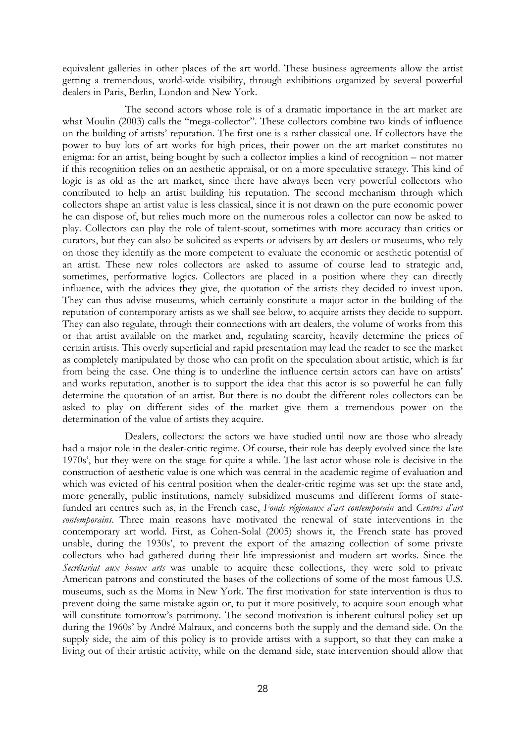equivalent galleries in other places of the art world. These business agreements allow the artist getting a tremendous, world-wide visibility, through exhibitions organized by several powerful dealers in Paris, Berlin, London and New York.

The second actors whose role is of a dramatic importance in the art market are what Moulin (2003) calls the "mega-collector". These collectors combine two kinds of influence on the building of artists' reputation. The first one is a rather classical one. If collectors have the power to buy lots of art works for high prices, their power on the art market constitutes no enigma: for an artist, being bought by such a collector implies a kind of recognition – not matter if this recognition relies on an aesthetic appraisal, or on a more speculative strategy. This kind of logic is as old as the art market, since there have always been very powerful collectors who contributed to help an artist building his reputation. The second mechanism through which collectors shape an artist value is less classical, since it is not drawn on the pure economic power he can dispose of, but relies much more on the numerous roles a collector can now be asked to play. Collectors can play the role of talent-scout, sometimes with more accuracy than critics or curators, but they can also be solicited as experts or advisers by art dealers or museums, who rely on those they identify as the more competent to evaluate the economic or aesthetic potential of an artist. These new roles collectors are asked to assume of course lead to strategic and, sometimes, performative logics. Collectors are placed in a position where they can directly influence, with the advices they give, the quotation of the artists they decided to invest upon. They can thus advise museums, which certainly constitute a major actor in the building of the reputation of contemporary artists as we shall see below, to acquire artists they decide to support. They can also regulate, through their connections with art dealers, the volume of works from this or that artist available on the market and, regulating scarcity, heavily determine the prices of certain artists. This overly superficial and rapid presentation may lead the reader to see the market as completely manipulated by those who can profit on the speculation about artistic, which is far from being the case. One thing is to underline the influence certain actors can have on artists' and works reputation, another is to support the idea that this actor is so powerful he can fully determine the quotation of an artist. But there is no doubt the different roles collectors can be asked to play on different sides of the market give them a tremendous power on the determination of the value of artists they acquire.

Dealers, collectors: the actors we have studied until now are those who already had a major role in the dealer-critic regime. Of course, their role has deeply evolved since the late 1970s', but they were on the stage for quite a while. The last actor whose role is decisive in the construction of aesthetic value is one which was central in the academic regime of evaluation and which was evicted of his central position when the dealer-critic regime was set up: the state and, more generally, public institutions, namely subsidized museums and different forms of state-funded art centres such as, in the French case, *Fonds régionaux d'art contemporain* and *Centres d'art contemporains*. Three main reasons have motivated the renewal of state interventions in the contemporary art world. First, as Cohen-Solal (2005) shows it, the French state has proved unable, during the 1930s', to prevent the export of the amazing collection of some private collectors who had gathered during their life impressionist and modern art works. Since the *Secrétariat aux beaux arts* was unable to acquire these collections, they were sold to private American patrons and constituted the bases of the collections of some of the most famous U.S. museums, such as the Moma in New York. The first motivation for state intervention is thus to prevent doing the same mistake again or, to put it more positively, to acquire soon enough what will constitute tomorrow's patrimony. The second motivation is inherent cultural policy set up during the 1960s' by André Malraux, and concerns both the supply and the demand side. On the supply side, the aim of this policy is to provide artists with a support, so that they can make a living out of their artistic activity, while on the demand side, state intervention should allow that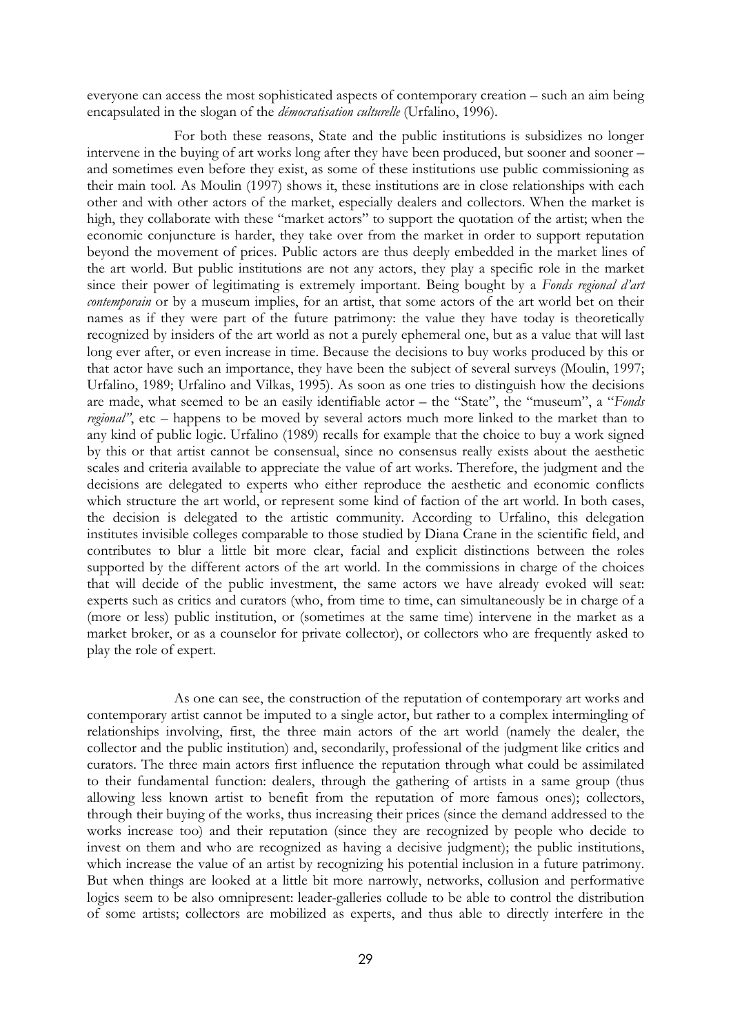everyone can access the most sophisticated aspects of contemporary creation – such an aim being encapsulated in the slogan of the *démocratisation culturelle* (Urfalino, 1996).

For both these reasons, State and the public institutions is subsidizes no longer intervene in the buying of art works long after they have been produced, but sooner and sooner – and sometimes even before they exist, as some of these institutions use public commissioning as their main tool. As Moulin (1997) shows it, these institutions are in close relationships with each other and with other actors of the market, especially dealers and collectors. When the market is high, they collaborate with these "market actors" to support the quotation of the artist; when the economic conjuncture is harder, they take over from the market in order to support reputation beyond the movement of prices. Public actors are thus deeply embedded in the market lines of the art world. But public institutions are not any actors, they play a specific role in the market since their power of legitimating is extremely important. Being bought by a *Fonds regional d'art contemporain* or by a museum implies, for an artist, that some actors of the art world bet on their names as if they were part of the future patrimony: the value they have today is theoretically recognized by insiders of the art world as not a purely ephemeral one, but as a value that will last long ever after, or even increase in time. Because the decisions to buy works produced by this or that actor have such an importance, they have been the subject of several surveys (Moulin, 1997; Urfalino, 1989; Urfalino and Vilkas, 1995). As soon as one tries to distinguish how the decisions are made, what seemed to be an easily identifiable actor – the "State", the "museum", a "*Fonds regional"*, etc – happens to be moved by several actors much more linked to the market than to any kind of public logic. Urfalino (1989) recalls for example that the choice to buy a work signed by this or that artist cannot be consensual, since no consensus really exists about the aesthetic scales and criteria available to appreciate the value of art works. Therefore, the judgment and the decisions are delegated to experts who either reproduce the aesthetic and economic conflicts which structure the art world, or represent some kind of faction of the art world. In both cases, the decision is delegated to the artistic community. According to Urfalino, this delegation institutes invisible colleges comparable to those studied by Diana Crane in the scientific field, and contributes to blur a little bit more clear, facial and explicit distinctions between the roles supported by the different actors of the art world. In the commissions in charge of the choices that will decide of the public investment, the same actors we have already evoked will seat: experts such as critics and curators (who, from time to time, can simultaneously be in charge of a (more or less) public institution, or (sometimes at the same time) intervene in the market as a market broker, or as a counselor for private collector), or collectors who are frequently asked to play the role of expert.

As one can see, the construction of the reputation of contemporary art works and contemporary artist cannot be imputed to a single actor, but rather to a complex intermingling of relationships involving, first, the three main actors of the art world (namely the dealer, the collector and the public institution) and, secondarily, professional of the judgment like critics and curators. The three main actors first influence the reputation through what could be assimilated to their fundamental function: dealers, through the gathering of artists in a same group (thus allowing less known artist to benefit from the reputation of more famous ones); collectors, through their buying of the works, thus increasing their prices (since the demand addressed to the works increase too) and their reputation (since they are recognized by people who decide to invest on them and who are recognized as having a decisive judgment); the public institutions, which increase the value of an artist by recognizing his potential inclusion in a future patrimony. But when things are looked at a little bit more narrowly, networks, collusion and performative logics seem to be also omnipresent: leader-galleries collude to be able to control the distribution of some artists; collectors are mobilized as experts, and thus able to directly interfere in the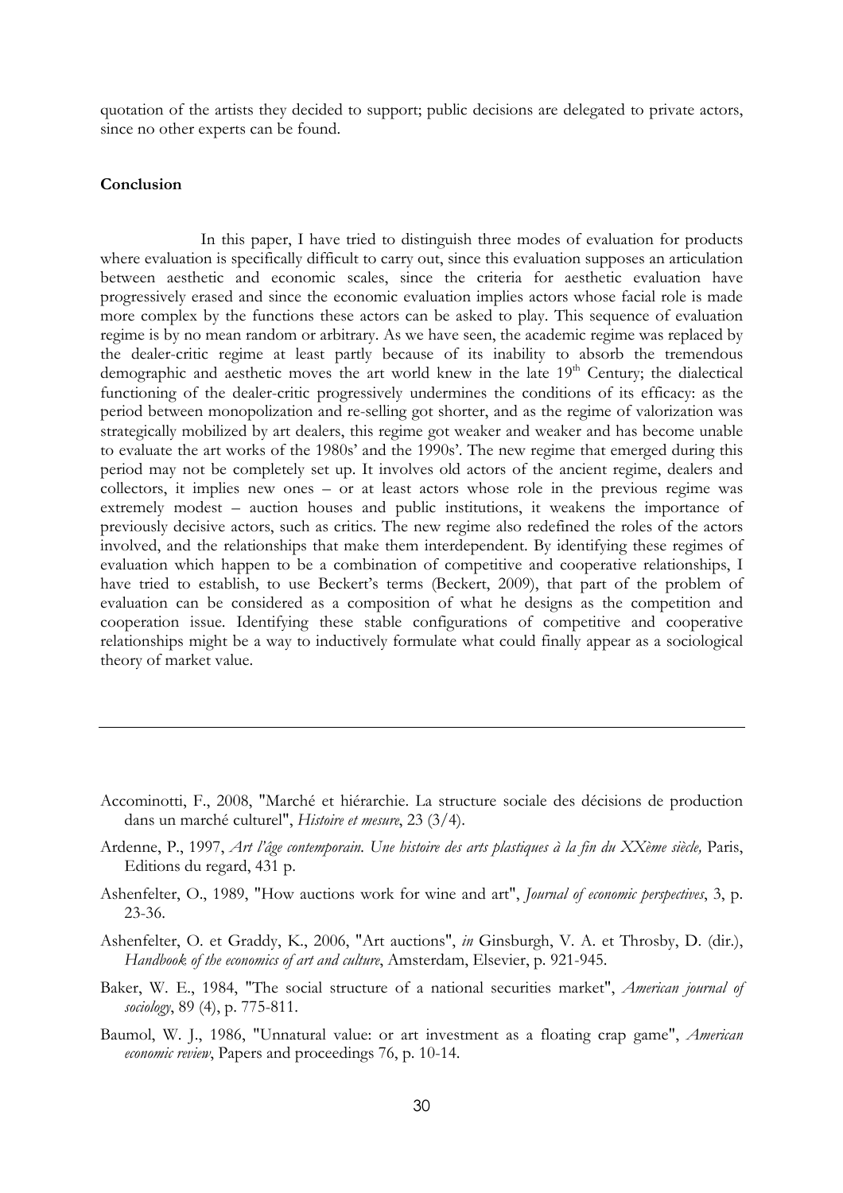quotation of the artists they decided to support; public decisions are delegated to private actors, since no other experts can be found.

**Conclusion**

In this paper, I have tried to distinguish three modes of evaluation for products where evaluation is specifically difficult to carry out, since this evaluation supposes an articulation between aesthetic and economic scales, since the criteria for aesthetic evaluation have progressively erased and since the economic evaluation implies actors whose facial role is made more complex by the functions these actors can be asked to play. This sequence of evaluation regime is by no mean random or arbitrary. As we have seen, the academic regime was replaced by the dealer-critic regime at least partly because of its inability to absorb the tremendous demographic and aesthetic moves the art world knew in the late 19th Century; the dialectical functioning of the dealer-critic progressively undermines the conditions of its efficacy: as the period between monopolization and re-selling got shorter, and as the regime of valorization was strategically mobilized by art dealers, this regime got weaker and weaker and has become unable to evaluate the art works of the 1980s' and the 1990s'. The new regime that emerged during this period may not be completely set up. It involves old actors of the ancient regime, dealers and collectors, it implies new ones – or at least actors whose role in the previous regime was extremely modest – auction houses and public institutions, it weakens the importance of previously decisive actors, such as critics. The new regime also redefined the roles of the actors involved, and the relationships that make them interdependent. By identifying these regimes of evaluation which happen to be a combination of competitive and cooperative relationships, I have tried to establish, to use Beckert's terms (Beckert, 2009), that part of the problem of evaluation can be considered as a composition of what he designs as the competition and cooperation issue. Identifying these stable configurations of competitive and cooperative relationships might be a way to inductively formulate what could finally appear as a sociological theory of market value.

---

Accominotti, F., 2008, "Marché et hiérarchie. La structure sociale des décisions de production dans un marché culturel", *Histoire et mesure*, 23 (3/4).

Ardenne, P., 1997, *Art l'âge contemporain. Une histoire des arts plastiques à la fin du XXème siècle,* Paris, Editions du regard, 431 p.

Ashenfelter, O., 1989, "How auctions work for wine and art", *Journal of economic perspectives*, 3, p. 23-36.

Ashenfelter, O. et Graddy, K., 2006, "Art auctions", *in* Ginsburgh, V. A. et Throsby, D. (dir.), *Handbook of the economics of art and culture*, Amsterdam, Elsevier, p. 921-945.

Baker, W. E., 1984, "The social structure of a national securities market", *American journal of sociology*, 89 (4), p. 775-811.

Baumol, W. J., 1986, "Unnatural value: or art investment as a floating crap game", *American economic review*, Papers and proceedings 76, p. 10-14.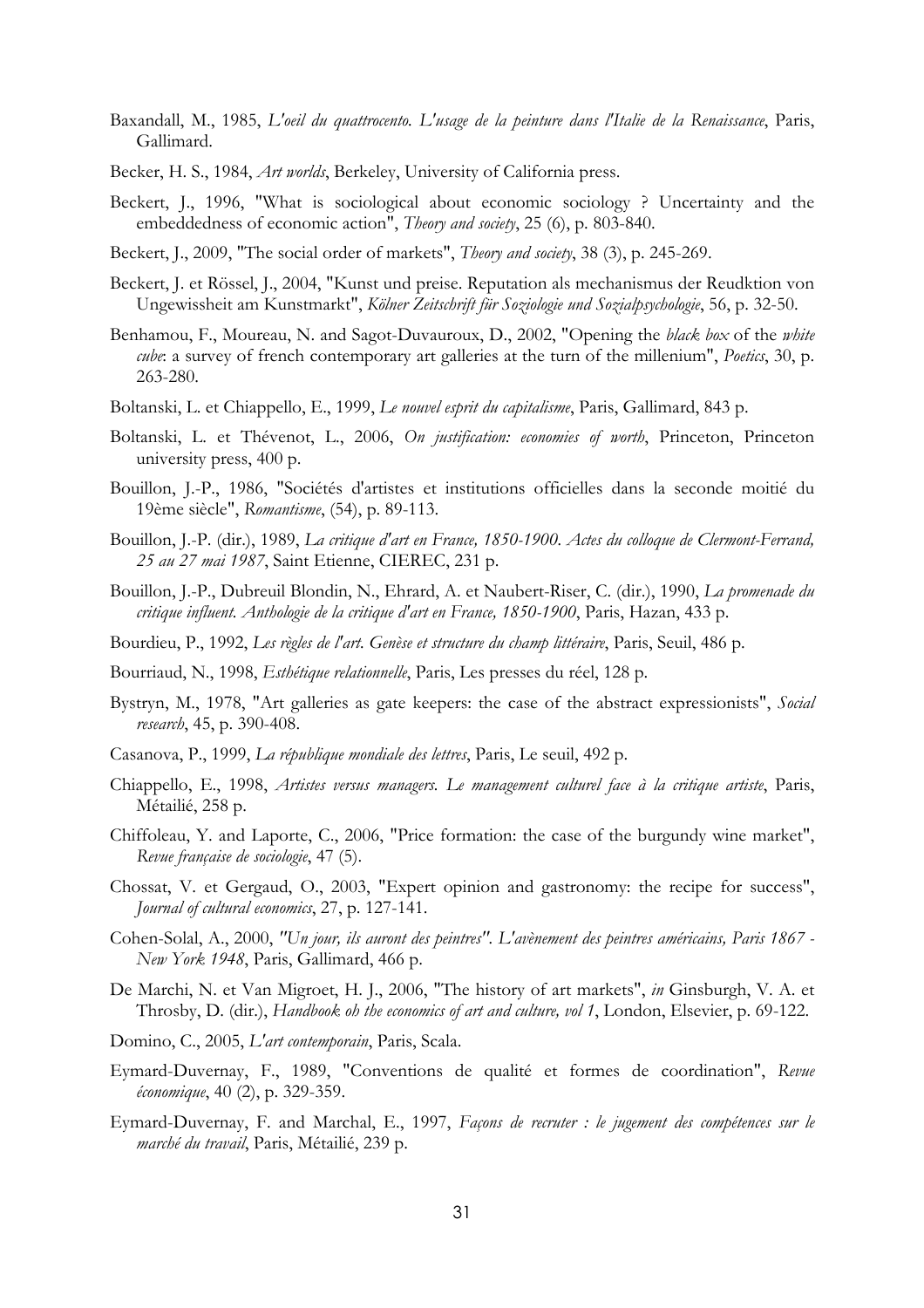Baxandall, M., 1985, *L'oeil du quattrocento. L'usage de la peinture dans l'Italie de la Renaissance*, Paris, Gallimard.

Becker, H. S., 1984, *Art worlds*, Berkeley, University of California press.

Beckert, J., 1996, "What is sociological about economic sociology ? Uncertainty and the embeddedness of economic action", *Theory and society*, 25 (6), p. 803-840.

Beckert, J., 2009, "The social order of markets", *Theory and society*, 38 (3), p. 245-269.

Beckert, J. et Rössel, J., 2004, "Kunst und preise. Reputation als mechanismus der Reudktion von Ungewissheit am Kunstmarkt", *Kölner Zeitschrift für Soziologie und Sozialpsychologie*, 56, p. 32-50.

Benhamou, F., Moureau, N. and Sagot-Duvauroux, D., 2002, "Opening the *black box* of the *white cube*: a survey of french contemporary art galleries at the turn of the millenium", *Poetics*, 30, p. 263-280.

Boltanski, L. et Chiappello, E., 1999, *Le nouvel esprit du capitalisme*, Paris, Gallimard, 843 p.

Boltanski, L. et Thévenot, L., 2006, *On justification: economies of worth*, Princeton, Princeton university press, 400 p.

Bouillon, J.-P., 1986, "Sociétés d'artistes et institutions officielles dans la seconde moitié du 19ème siècle", *Romantisme*, (54), p. 89-113.

Bouillon, J.-P. (dir.), 1989, *La critique d'art en France, 1850-1900. Actes du colloque de Clermont-Ferrand, 25 au 27 mai 1987*, Saint Etienne, CIEREC, 231 p.

Bouillon, J.-P., Dubreuil Blondin, N., Ehrard, A. et Naubert-Riser, C. (dir.), 1990, *La promenade du critique influent. Anthologie de la critique d'art en France, 1850-1900*, Paris, Hazan, 433 p.

Bourdieu, P., 1992, *Les règles de l'art. Genèse et structure du champ littéraire*, Paris, Seuil, 486 p.

Bourriaud, N., 1998, *Esthétique relationnelle*, Paris, Les presses du réel, 128 p.

Bystryn, M., 1978, "Art galleries as gate keepers: the case of the abstract expressionists", *Social research*, 45, p. 390-408.

Casanova, P., 1999, *La république mondiale des lettres*, Paris, Le seuil, 492 p.

Chiappello, E., 1998, *Artistes versus managers. Le management culturel face à la critique artiste*, Paris, Métailié, 258 p.

Chiffoleau, Y. and Laporte, C., 2006, "Price formation: the case of the burgundy wine market", *Revue française de sociologie*, 47 (5).

Chossat, V. et Gergaud, O., 2003, "Expert opinion and gastronomy: the recipe for success", *Journal of cultural economics*, 27, p. 127-141.

Cohen-Solal, A., 2000, *"Un jour, ils auront des peintres". L'avènement des peintres américains, Paris 1867 - New York 1948*, Paris, Gallimard, 466 p.

De Marchi, N. et Van Migroet, H. J., 2006, "The history of art markets", *in* Ginsburgh, V. A. et Throsby, D. (dir.), *Handbook oh the economics of art and culture, vol 1*, London, Elsevier, p. 69-122.

Domino, C., 2005, *L'art contemporain*, Paris, Scala.

Eymard-Duvernay, F., 1989, "Conventions de qualité et formes de coordination", *Revue économique*, 40 (2), p. 329-359.

Eymard-Duvernay, F. and Marchal, E., 1997, *Façons de recruter : le jugement des compétences sur le marché du travail*, Paris, Métailié, 239 p.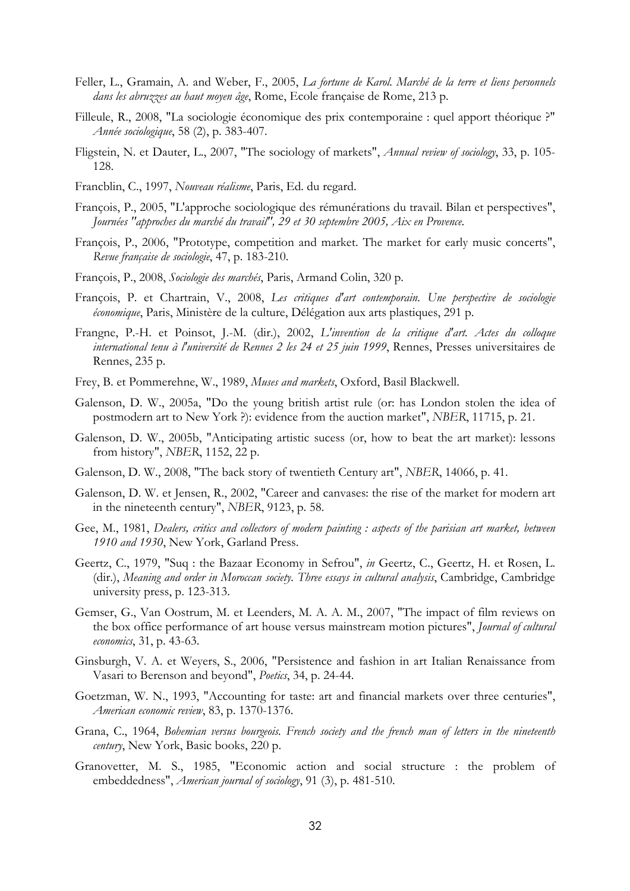Feller, L., Gramain, A. and Weber, F., 2005, *La fortune de Karol. Marché de la terre et liens personnels dans les abruzzes au haut moyen âge*, Rome, Ecole française de Rome, 213 p.

Filleule, R., 2008, "La sociologie économique des prix contemporaine : quel apport théorique ?" *Année sociologique*, 58 (2), p. 383-407.

Fligstein, N. et Dauter, L., 2007, "The sociology of markets", *Annual review of sociology*, 33, p. 105-128.

Francblin, C., 1997, *Nouveau réalisme*, Paris, Ed. du regard.

François, P., 2005, "L'approche sociologique des rémunérations du travail. Bilan et perspectives", *Journées "approches du marché du travail", 29 et 30 septembre 2005, Aix en Provence.*

François, P., 2006, "Prototype, competition and market. The market for early music concerts", *Revue française de sociologie*, 47, p. 183-210.

François, P., 2008, *Sociologie des marchés*, Paris, Armand Colin, 320 p.

François, P. et Chartrain, V., 2008, *Les critiques d'art contemporain. Une perspective de sociologie économique*, Paris, Ministère de la culture, Délégation aux arts plastiques, 291 p.

Frangne, P.-H. et Poinsot, J.-M. (dir.), 2002, *L'invention de la critique d'art. Actes du colloque international tenu à l'université de Rennes 2 les 24 et 25 juin 1999*, Rennes, Presses universitaires de Rennes, 235 p.

Frey, B. et Pommerehne, W., 1989, *Muses and markets*, Oxford, Basil Blackwell.

Galenson, D. W., 2005a, "Do the young british artist rule (or: has London stolen the idea of postmodern art to New York ?): evidence from the auction market", *NBER*, 11715, p. 21.

Galenson, D. W., 2005b, "Anticipating artistic sucess (or, how to beat the art market): lessons from history", *NBER*, 1152, 22 p.

Galenson, D. W., 2008, "The back story of twentieth Century art", *NBER*, 14066, p. 41.

Galenson, D. W. et Jensen, R., 2002, "Career and canvases: the rise of the market for modern art in the nineteenth century", *NBER*, 9123, p. 58.

Gee, M., 1981, *Dealers, critics and collectors of modern painting : aspects of the parisian art market, between 1910 and 1930*, New York, Garland Press.

Geertz, C., 1979, "Suq : the Bazaar Economy in Sefrou", *in* Geertz, C., Geertz, H. et Rosen, L. (dir.), *Meaning and order in Moroccan society. Three essays in cultural analysis*, Cambridge, Cambridge university press, p. 123-313.

Gemser, G., Van Oostrum, M. et Leenders, M. A. A. M., 2007, "The impact of film reviews on the box office performance of art house versus mainstream motion pictures", *Journal of cultural economics*, 31, p. 43-63.

Ginsburgh, V. A. et Weyers, S., 2006, "Persistence and fashion in art Italian Renaissance from Vasari to Berenson and beyond", *Poetics*, 34, p. 24-44.

Goetzman, W. N., 1993, "Accounting for taste: art and financial markets over three centuries", *American economic review*, 83, p. 1370-1376.

Grana, C., 1964, *Bohemian versus bourgeois. French society and the french man of letters in the nineteenth century*, New York, Basic books, 220 p.

Granovetter, M. S., 1985, "Economic action and social structure : the problem of embeddedness", *American journal of sociology*, 91 (3), p. 481-510.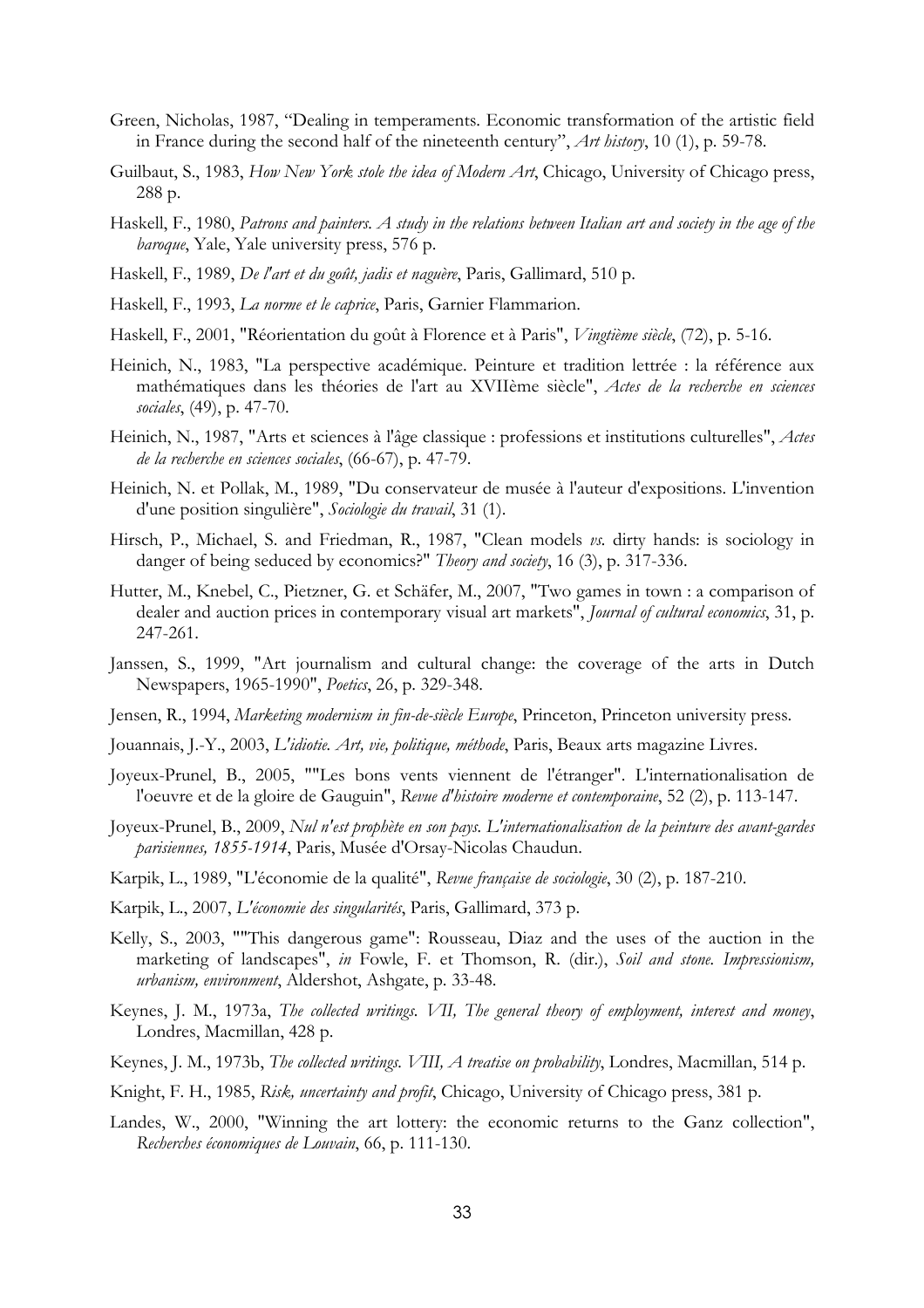Green, Nicholas, 1987, "Dealing in temperaments. Economic transformation of the artistic field in France during the second half of the nineteenth century", *Art history*, 10 (1), p. 59-78.

Guilbaut, S., 1983, *How New York stole the idea of Modern Art*, Chicago, University of Chicago press, 288 p.

Haskell, F., 1980, *Patrons and painters. A study in the relations between Italian art and society in the age of the baroque*, Yale, Yale university press, 576 p.

Haskell, F., 1989, *De l'art et du goût, jadis et naguère*, Paris, Gallimard, 510 p.

Haskell, F., 1993, *La norme et le caprice*, Paris, Garnier Flammarion.

Haskell, F., 2001, "Réorientation du goût à Florence et à Paris", *Vingtième siècle*, (72), p. 5-16.

Heinich, N., 1983, "La perspective académique. Peinture et tradition lettrée : la référence aux mathématiques dans les théories de l'art au XVIIème siècle", *Actes de la recherche en sciences sociales*, (49), p. 47-70.

Heinich, N., 1987, "Arts et sciences à l'âge classique : professions et institutions culturelles", *Actes de la recherche en sciences sociales*, (66-67), p. 47-79.

Heinich, N. et Pollak, M., 1989, "Du conservateur de musée à l'auteur d'expositions. L'invention d'une position singulière", *Sociologie du travail*, 31 (1).

Hirsch, P., Michael, S. and Friedman, R., 1987, "Clean models *vs.* dirty hands: is sociology in danger of being seduced by economics?" *Theory and society*, 16 (3), p. 317-336.

Hutter, M., Knebel, C., Pietzner, G. et Schäfer, M., 2007, "Two games in town : a comparison of dealer and auction prices in contemporary visual art markets", *Journal of cultural economics*, 31, p. 247-261.

Janssen, S., 1999, "Art journalism and cultural change: the coverage of the arts in Dutch Newspapers, 1965-1990", *Poetics*, 26, p. 329-348.

Jensen, R., 1994, *Marketing modernism in fin-de-siècle Europe*, Princeton, Princeton university press.

Jouannais, J.-Y., 2003, *L'idiotie. Art, vie, politique, méthode*, Paris, Beaux arts magazine Livres.

Joyeux-Prunel, B., 2005, ""Les bons vents viennent de l'étranger". L'internationalisation de l'oeuvre et de la gloire de Gauguin", *Revue d'histoire moderne et contemporaine*, 52 (2), p. 113-147.

Joyeux-Prunel, B., 2009, *Nul n'est prophète en son pays. L'internationalisation de la peinture des avant-gardes parisiennes, 1855-1914*, Paris, Musée d'Orsay-Nicolas Chaudun.

Karpik, L., 1989, "L'économie de la qualité", *Revue française de sociologie*, 30 (2), p. 187-210.

Karpik, L., 2007, *L'économie des singularités*, Paris, Gallimard, 373 p.

Kelly, S., 2003, ""This dangerous game": Rousseau, Diaz and the uses of the auction in the marketing of landscapes", *in* Fowle, F. et Thomson, R. (dir.), *Soil and stone. Impressionism, urbanism, environment*, Aldershot, Ashgate, p. 33-48.

Keynes, J. M., 1973a, *The collected writings. VII, The general theory of employment, interest and money*, Londres, Macmillan, 428 p.

Keynes, J. M., 1973b, *The collected writings. VIII, A treatise on probability*, Londres, Macmillan, 514 p.

Knight, F. H., 1985, *Risk, uncertainty and profit*, Chicago, University of Chicago press, 381 p.

Landes, W., 2000, "Winning the art lottery: the economic returns to the Ganz collection", *Recherches économiques de Louvain*, 66, p. 111-130.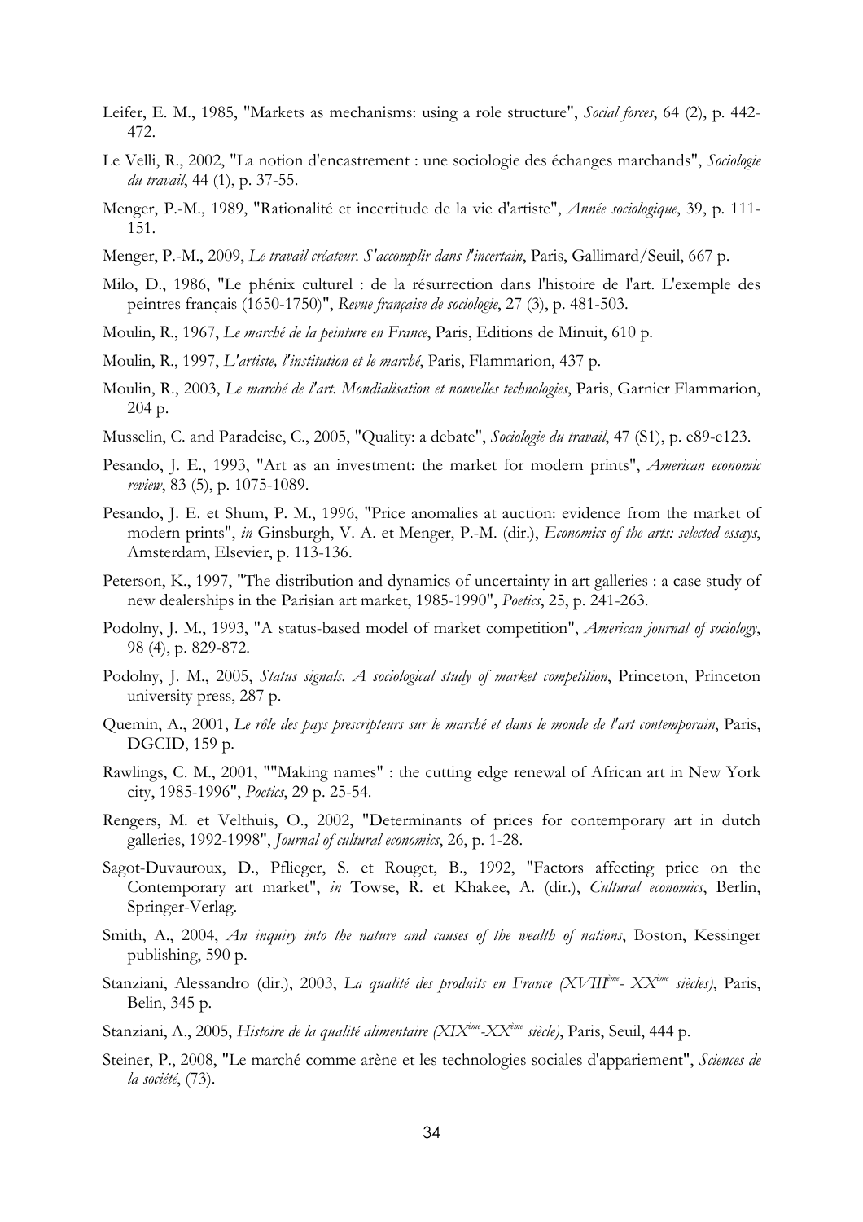Leifer, E. M., 1985, "Markets as mechanisms: using a role structure", *Social forces*, 64 (2), p. 442-472.

Le Velli, R., 2002, "La notion d'encastrement : une sociologie des échanges marchands", *Sociologie du travail*, 44 (1), p. 37-55.

Menger, P.-M., 1989, "Rationalité et incertitude de la vie d'artiste", *Année sociologique*, 39, p. 111-151.

Menger, P.-M., 2009, *Le travail créateur. S'accomplir dans l'incertain*, Paris, Gallimard/Seuil, 667 p.

Milo, D., 1986, "Le phénix culturel : de la résurrection dans l'histoire de l'art. L'exemple des peintres français (1650-1750)", *Revue française de sociologie*, 27 (3), p. 481-503.

Moulin, R., 1967, *Le marché de la peinture en France*, Paris, Editions de Minuit, 610 p.

Moulin, R., 1997, *L'artiste, l'institution et le marché*, Paris, Flammarion, 437 p.

Moulin, R., 2003, *Le marché de l'art. Mondialisation et nouvelles technologies*, Paris, Garnier Flammarion, 204 p.

Musselin, C. and Paradeise, C., 2005, "Quality: a debate", *Sociologie du travail*, 47 (S1), p. e89-e123.

Pesando, J. E., 1993, "Art as an investment: the market for modern prints", *American economic review*, 83 (5), p. 1075-1089.

Pesando, J. E. et Shum, P. M., 1996, "Price anomalies at auction: evidence from the market of modern prints", *in* Ginsburgh, V. A. et Menger, P.-M. (dir.), *Economics of the arts: selected essays*, Amsterdam, Elsevier, p. 113-136.

Peterson, K., 1997, "The distribution and dynamics of uncertainty in art galleries : a case study of new dealerships in the Parisian art market, 1985-1990", *Poetics*, 25, p. 241-263.

Podolny, J. M., 1993, "A status-based model of market competition", *American journal of sociology*, 98 (4), p. 829-872.

Podolny, J. M., 2005, *Status signals. A sociological study of market competition*, Princeton, Princeton university press, 287 p.

Quemin, A., 2001, *Le rôle des pays prescripteurs sur le marché et dans le monde de l'art contemporain*, Paris, DGCID, 159 p.

Rawlings, C. M., 2001, ""Making names" : the cutting edge renewal of African art in New York city, 1985-1996", *Poetics*, 29 p. 25-54.

Rengers, M. et Velthuis, O., 2002, "Determinants of prices for contemporary art in dutch galleries, 1992-1998", *Journal of cultural economics*, 26, p. 1-28.

Sagot-Duvauroux, D., Pflieger, S. et Rouget, B., 1992, "Factors affecting price on the Contemporary art market", *in* Towse, R. et Khakee, A. (dir.), *Cultural economics*, Berlin, Springer-Verlag.

Smith, A., 2004, *An inquiry into the nature and causes of the wealth of nations*, Boston, Kessinger publishing, 590 p.

Stanziani, Alessandro (dir.), 2003, *La qualité des produits en France (XVIIIème- XXème siècles)*, Paris, Belin, 345 p.

Stanziani, A., 2005, *Histoire de la qualité alimentaire (XIXème-XXème siècle)*, Paris, Seuil, 444 p.

Steiner, P., 2008, "Le marché comme arène et les technologies sociales d'appariement", *Sciences de la société*, (73).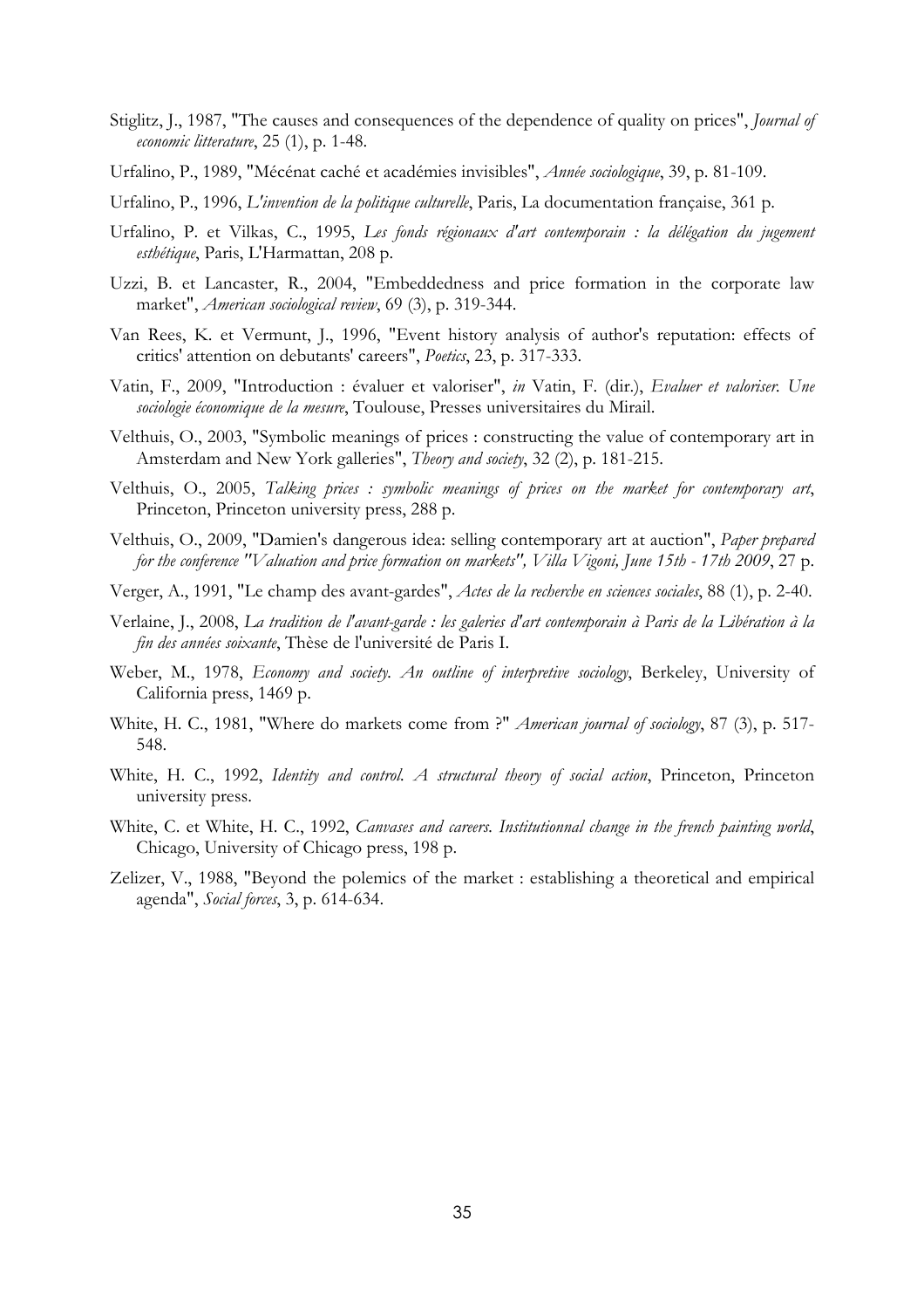Stiglitz, J., 1987, "The causes and consequences of the dependence of quality on prices", *Journal of economic litterature*, 25 (1), p. 1-48.

Urfalino, P., 1989, "Mécénat caché et académies invisibles", *Année sociologique*, 39, p. 81-109.

Urfalino, P., 1996, *L'invention de la politique culturelle*, Paris, La documentation française, 361 p.

Urfalino, P. et Vilkas, C., 1995, *Les fonds régionaux d'art contemporain : la délégation du jugement esthétique*, Paris, L'Harmattan, 208 p.

Uzzi, B. et Lancaster, R., 2004, "Embeddedness and price formation in the corporate law market", *American sociological review*, 69 (3), p. 319-344.

Van Rees, K. et Vermunt, J., 1996, "Event history analysis of author's reputation: effects of critics' attention on debutants' careers", *Poetics*, 23, p. 317-333.

Vatin, F., 2009, "Introduction : évaluer et valoriser", *in* Vatin, F. (dir.), *Evaluer et valoriser. Une sociologie économique de la mesure*, Toulouse, Presses universitaires du Mirail.

Velthuis, O., 2003, "Symbolic meanings of prices : constructing the value of contemporary art in Amsterdam and New York galleries", *Theory and society*, 32 (2), p. 181-215.

Velthuis, O., 2005, *Talking prices : symbolic meanings of prices on the market for contemporary art*, Princeton, Princeton university press, 288 p.

Velthuis, O., 2009, "Damien's dangerous idea: selling contemporary art at auction", *Paper prepared for the conference "Valuation and price formation on markets", Villa Vigoni, June 15th - 17th 2009*, 27 p.

Verger, A., 1991, "Le champ des avant-gardes", *Actes de la recherche en sciences sociales*, 88 (1), p. 2-40.

Verlaine, J., 2008, *La tradition de l'avant-garde : les galeries d'art contemporain à Paris de la Libération à la fin des années soixante*, Thèse de l'université de Paris I.

Weber, M., 1978, *Economy and society. An outline of interpretive sociology*, Berkeley, University of California press, 1469 p.

White, H. C., 1981, "Where do markets come from ?" *American journal of sociology*, 87 (3), p. 517-548.

White, H. C., 1992, *Identity and control. A structural theory of social action*, Princeton, Princeton university press.

White, C. et White, H. C., 1992, *Canvases and careers. Institutionnal change in the french painting world*, Chicago, University of Chicago press, 198 p.

Zelizer, V., 1988, "Beyond the polemics of the market : establishing a theoretical and empirical agenda", *Social forces*, 3, p. 614-634.